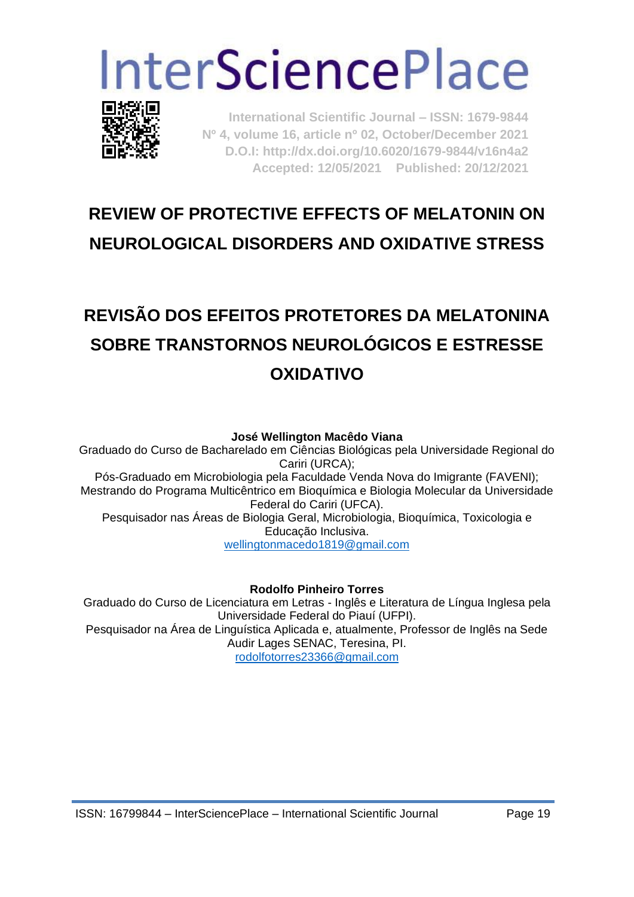# InterSciencePlace

**International Scientific Journal – ISSN: 1679-9844**
**Nº 4, volume 16, article nº 02, October/December 2021**
**D.O.I: http://dx.doi.org/10.6020/1679-9844/v16n4a2**
**Accepted: 12/05/2021 Published: 20/12/2021**

## REVIEW OF PROTECTIVE EFFECTS OF MELATONIN ON NEUROLOGICAL DISORDERS AND OXIDATIVE STRESS

## REVISÃO DOS EFEITOS PROTETORES DA MELATONINA SOBRE TRANSTORNOS NEUROLÓGICOS E ESTRESSE OXIDATIVO

**José Wellington Macêdo Viana**

Graduado do Curso de Bacharelado em Ciências Biológicas pela Universidade Regional do Cariri (URCA);
Pós-Graduado em Microbiologia pela Faculdade Venda Nova do Imigrante (FAVENI);
Mestrando do Programa Multicêntrico em Bioquímica e Biologia Molecular da Universidade Federal do Cariri (UFCA).
Pesquisador nas Áreas de Biologia Geral, Microbiologia, Bioquímica, Toxicologia e Educação Inclusiva.
wellingtonmacedo1819@gmail.com

**Rodolfo Pinheiro Torres**

Graduado do Curso de Licenciatura em Letras - Inglês e Literatura de Língua Inglesa pela Universidade Federal do Piauí (UFPI).
Pesquisador na Área de Linguística Aplicada e, atualmente, Professor de Inglês na Sede Audir Lages SENAC, Teresina, PI.
rodolfotorres23366@gmail.com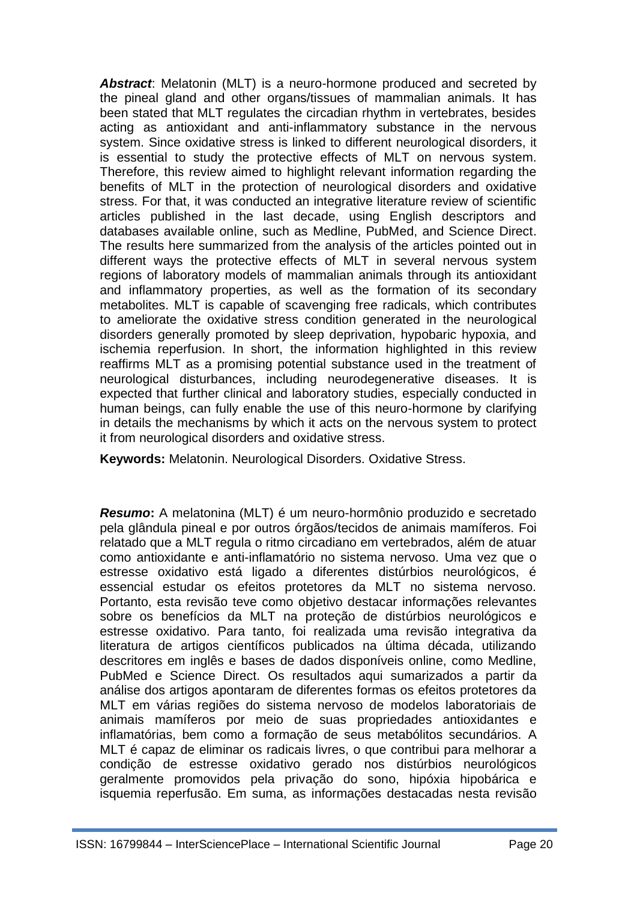***Abstract***: Melatonin (MLT) is a neuro-hormone produced and secreted by the pineal gland and other organs/tissues of mammalian animals. It has been stated that MLT regulates the circadian rhythm in vertebrates, besides acting as antioxidant and anti-inflammatory substance in the nervous system. Since oxidative stress is linked to different neurological disorders, it is essential to study the protective effects of MLT on nervous system. Therefore, this review aimed to highlight relevant information regarding the benefits of MLT in the protection of neurological disorders and oxidative stress. For that, it was conducted an integrative literature review of scientific articles published in the last decade, using English descriptors and databases available online, such as Medline, PubMed, and Science Direct. The results here summarized from the analysis of the articles pointed out in different ways the protective effects of MLT in several nervous system regions of laboratory models of mammalian animals through its antioxidant and inflammatory properties, as well as the formation of its secondary metabolites. MLT is capable of scavenging free radicals, which contributes to ameliorate the oxidative stress condition generated in the neurological disorders generally promoted by sleep deprivation, hypobaric hypoxia, and ischemia reperfusion. In short, the information highlighted in this review reaffirms MLT as a promising potential substance used in the treatment of neurological disturbances, including neurodegenerative diseases. It is expected that further clinical and laboratory studies, especially conducted in human beings, can fully enable the use of this neuro-hormone by clarifying in details the mechanisms by which it acts on the nervous system to protect it from neurological disorders and oxidative stress.

**Keywords:** Melatonin. Neurological Disorders. Oxidative Stress.

***Resumo*:** A melatonina (MLT) é um neuro-hormônio produzido e secretado pela glândula pineal e por outros órgãos/tecidos de animais mamíferos. Foi relatado que a MLT regula o ritmo circadiano em vertebrados, além de atuar como antioxidante e anti-inflamatório no sistema nervoso. Uma vez que o estresse oxidativo está ligado a diferentes distúrbios neurológicos, é essencial estudar os efeitos protetores da MLT no sistema nervoso. Portanto, esta revisão teve como objetivo destacar informações relevantes sobre os benefícios da MLT na proteção de distúrbios neurológicos e estresse oxidativo. Para tanto, foi realizada uma revisão integrativa da literatura de artigos científicos publicados na última década, utilizando descritores em inglês e bases de dados disponíveis online, como Medline, PubMed e Science Direct. Os resultados aqui sumarizados a partir da análise dos artigos apontaram de diferentes formas os efeitos protetores da MLT em várias regiões do sistema nervoso de modelos laboratoriais de animais mamíferos por meio de suas propriedades antioxidantes e inflamatórias, bem como a formação de seus metabólitos secundários. A MLT é capaz de eliminar os radicais livres, o que contribui para melhorar a condição de estresse oxidativo gerado nos distúrbios neurológicos geralmente promovidos pela privação do sono, hipóxia hipobárica e isquemia reperfusão. Em suma, as informações destacadas nesta revisão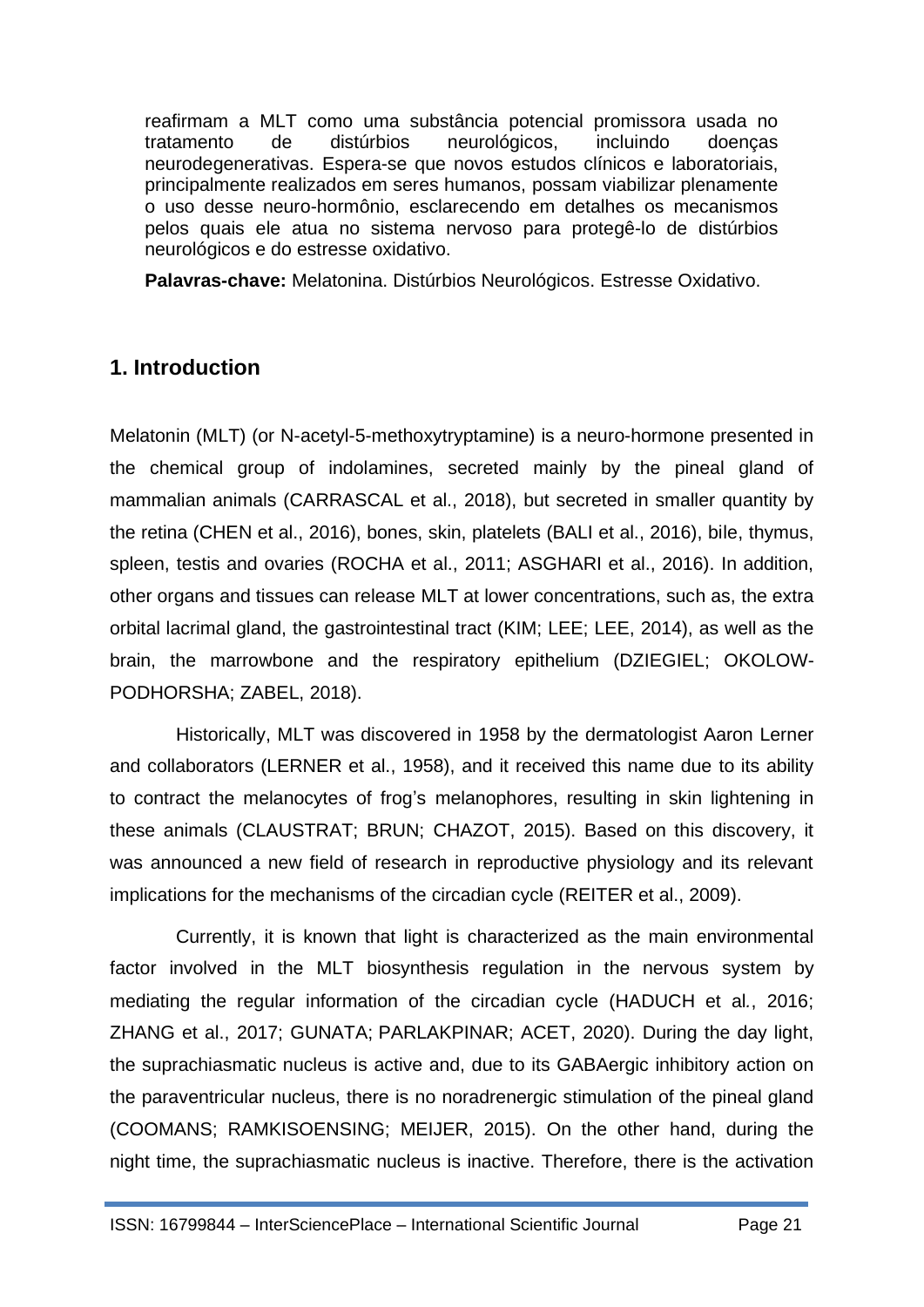reafirmam a MLT como uma substância potencial promissora usada no tratamento de distúrbios neurológicos, incluindo doenças neurodegenerativas. Espera-se que novos estudos clínicos e laboratoriais, principalmente realizados em seres humanos, possam viabilizar plenamente o uso desse neuro-hormônio, esclarecendo em detalhes os mecanismos pelos quais ele atua no sistema nervoso para protegê-lo de distúrbios neurológicos e do estresse oxidativo.

**Palavras-chave:** Melatonina. Distúrbios Neurológicos. Estresse Oxidativo.

## 1. Introduction

Melatonin (MLT) (or N-acetyl-5-methoxytryptamine) is a neuro-hormone presented in the chemical group of indolamines, secreted mainly by the pineal gland of mammalian animals (CARRASCAL et al., 2018), but secreted in smaller quantity by the retina (CHEN et al., 2016), bones, skin, platelets (BALI et al., 2016), bile, thymus, spleen, testis and ovaries (ROCHA et al., 2011; ASGHARI et al., 2016). In addition, other organs and tissues can release MLT at lower concentrations, such as, the extra orbital lacrimal gland, the gastrointestinal tract (KIM; LEE; LEE, 2014), as well as the brain, the marrowbone and the respiratory epithelium (DZIEGIEL; OKOLOW-PODHORSHA; ZABEL, 2018).

Historically, MLT was discovered in 1958 by the dermatologist Aaron Lerner and collaborators (LERNER et al., 1958), and it received this name due to its ability to contract the melanocytes of frog's melanophores, resulting in skin lightening in these animals (CLAUSTRAT; BRUN; CHAZOT, 2015). Based on this discovery, it was announced a new field of research in reproductive physiology and its relevant implications for the mechanisms of the circadian cycle (REITER et al., 2009).

Currently, it is known that light is characterized as the main environmental factor involved in the MLT biosynthesis regulation in the nervous system by mediating the regular information of the circadian cycle (HADUCH et al., 2016; ZHANG et al., 2017; GUNATA; PARLAKPINAR; ACET, 2020). During the day light, the suprachiasmatic nucleus is active and, due to its GABAergic inhibitory action on the paraventricular nucleus, there is no noradrenergic stimulation of the pineal gland (COOMANS; RAMKISOENSING; MEIJER, 2015). On the other hand, during the night time, the suprachiasmatic nucleus is inactive. Therefore, there is the activation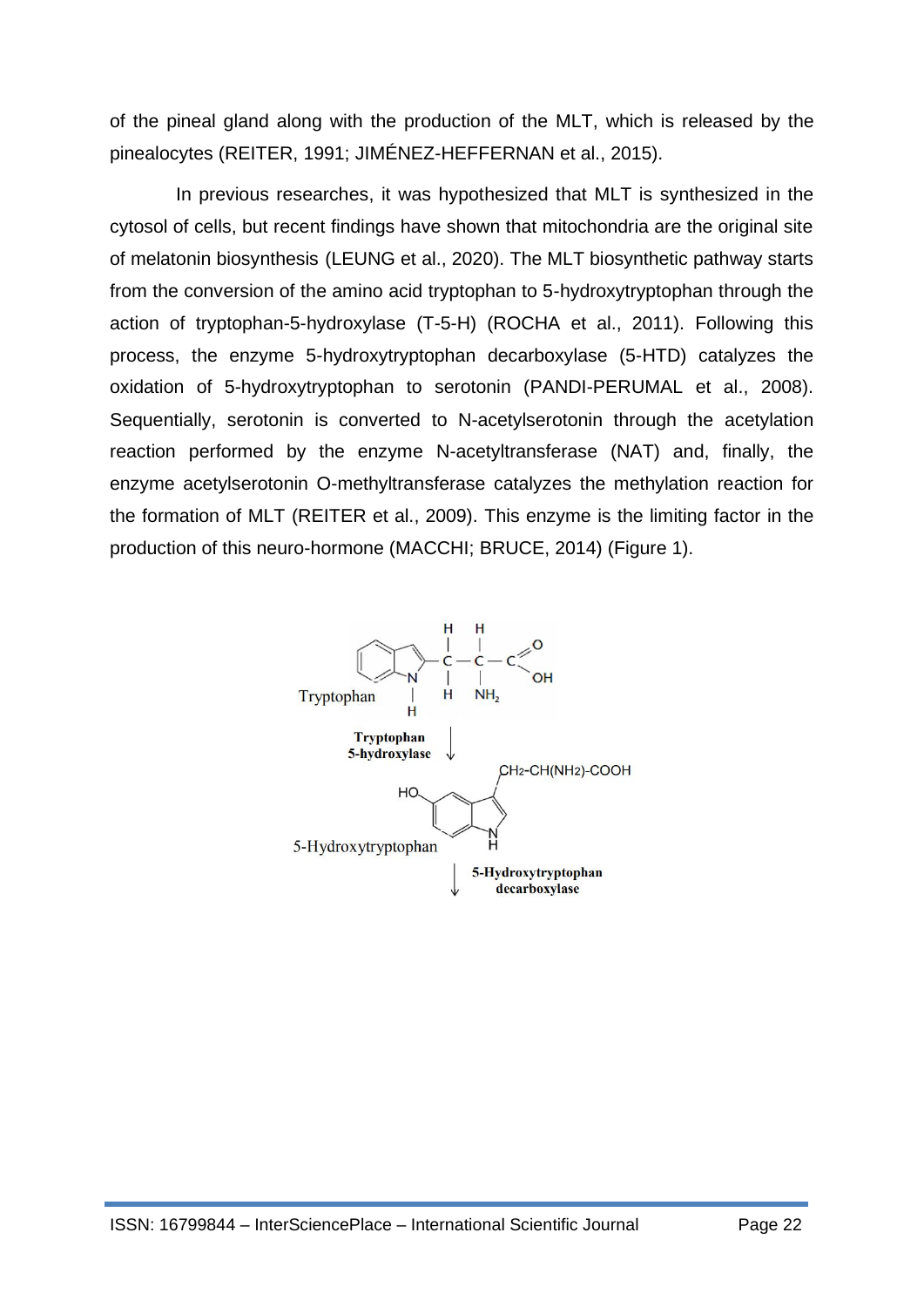of the pineal gland along with the production of the MLT, which is released by the pinealocytes (REITER, 1991; JIMÉNEZ-HEFFERNAN et al., 2015).

In previous researches, it was hypothesized that MLT is synthesized in the cytosol of cells, but recent findings have shown that mitochondria are the original site of melatonin biosynthesis (LEUNG et al., 2020). The MLT biosynthetic pathway starts from the conversion of the amino acid tryptophan to 5-hydroxytryptophan through the action of tryptophan-5-hydroxylase (T-5-H) (ROCHA et al., 2011). Following this process, the enzyme 5-hydroxytryptophan decarboxylase (5-HTD) catalyzes the oxidation of 5-hydroxytryptophan to serotonin (PANDI-PERUMAL et al., 2008). Sequentially, serotonin is converted to N-acetylserotonin through the acetylation reaction performed by the enzyme N-acetyltransferase (NAT) and, finally, the enzyme acetylserotonin O-methyltransferase catalyzes the methylation reaction for the formation of MLT (REITER et al., 2009). This enzyme is the limiting factor in the production of this neuro-hormone (MACCHI; BRUCE, 2014) (Figure 1).

Tryptophan

**Tryptophan 5-hydroxylase**

$CH_2$-CH($NH_2$)-COOH

5-Hydroxytryptophan

**5-Hydroxytryptophan decarboxylase**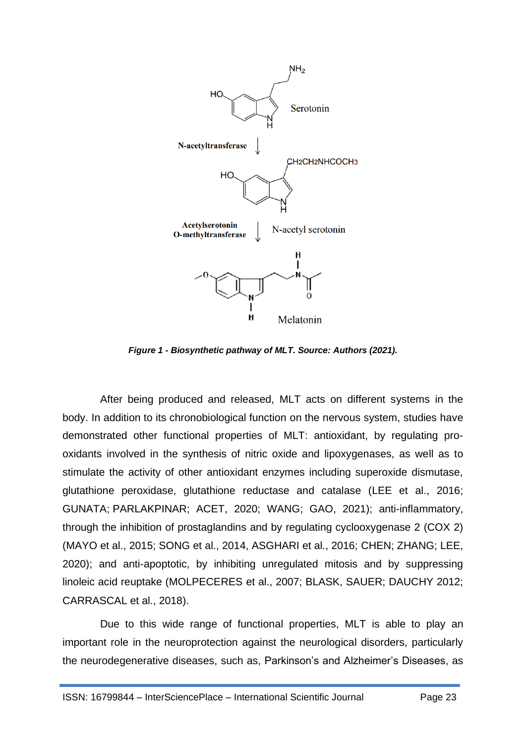*Figure 1 - Biosynthetic pathway of MLT. Source: Authors (2021).*

After being produced and released, MLT acts on different systems in the body. In addition to its chronobiological function on the nervous system, studies have demonstrated other functional properties of MLT: antioxidant, by regulating pro-oxidants involved in the synthesis of nitric oxide and lipoxygenases, as well as to stimulate the activity of other antioxidant enzymes including superoxide dismutase, glutathione peroxidase, glutathione reductase and catalase (LEE et al., 2016; GUNATA; PARLAKPINAR; ACET, 2020; WANG; GAO, 2021); anti-inflammatory, through the inhibition of prostaglandins and by regulating cyclooxygenase 2 (COX 2) (MAYO et al., 2015; SONG et al., 2014, ASGHARI et al., 2016; CHEN; ZHANG; LEE, 2020); and anti-apoptotic, by inhibiting unregulated mitosis and by suppressing linoleic acid reuptake (MOLPECERES et al., 2007; BLASK, SAUER; DAUCHY 2012; CARRASCAL et al., 2018).

Due to this wide range of functional properties, MLT is able to play an important role in the neuroprotection against the neurological disorders, particularly the neurodegenerative diseases, such as, Parkinson's and Alzheimer's Diseases, as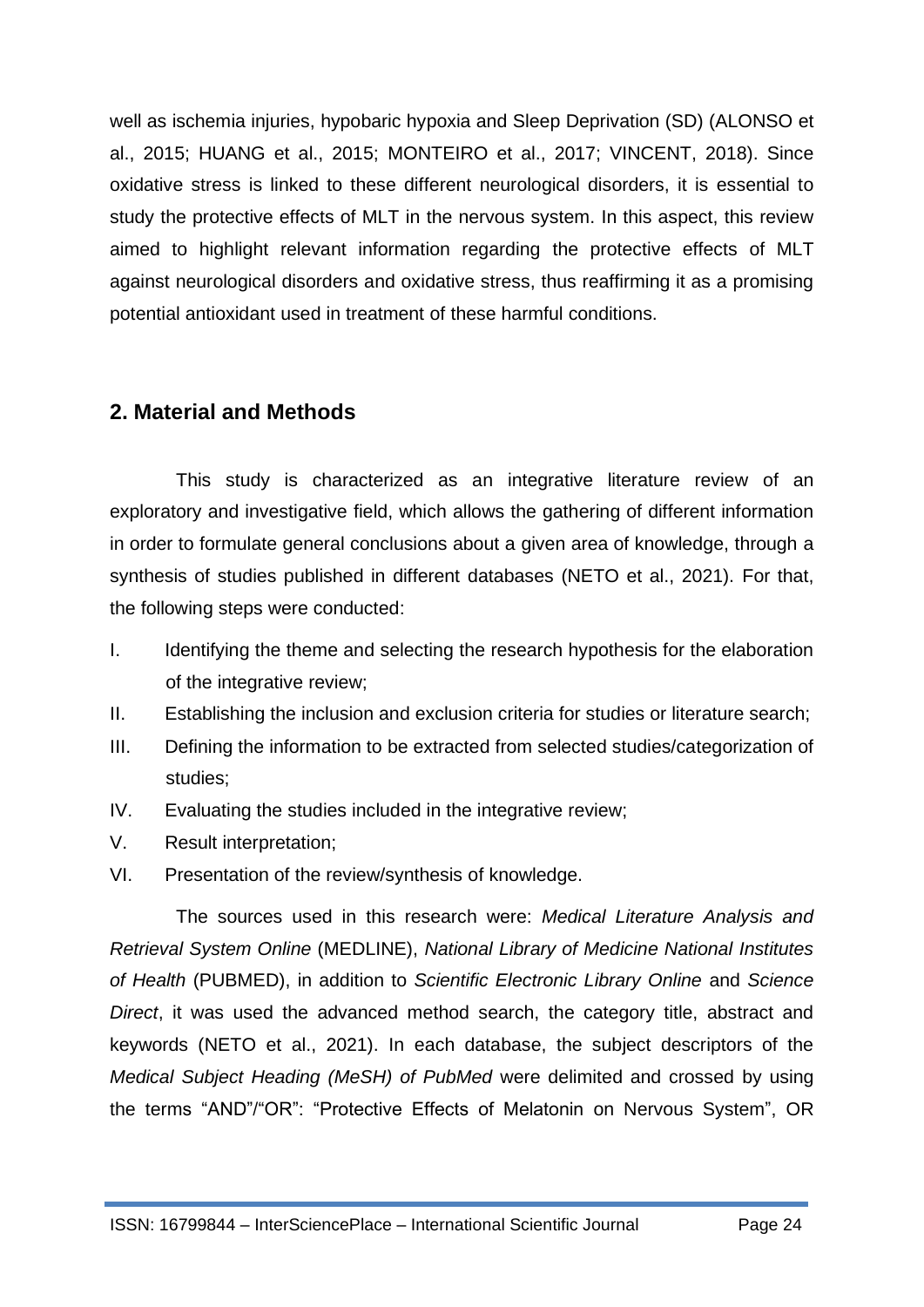well as ischemia injuries, hypobaric hypoxia and Sleep Deprivation (SD) (ALONSO et al., 2015; HUANG et al., 2015; MONTEIRO et al., 2017; VINCENT, 2018). Since oxidative stress is linked to these different neurological disorders, it is essential to study the protective effects of MLT in the nervous system. In this aspect, this review aimed to highlight relevant information regarding the protective effects of MLT against neurological disorders and oxidative stress, thus reaffirming it as a promising potential antioxidant used in treatment of these harmful conditions.

## 2. Material and Methods

This study is characterized as an integrative literature review of an exploratory and investigative field, which allows the gathering of different information in order to formulate general conclusions about a given area of knowledge, through a synthesis of studies published in different databases (NETO et al., 2021). For that, the following steps were conducted:

I. Identifying the theme and selecting the research hypothesis for the elaboration of the integrative review;
II. Establishing the inclusion and exclusion criteria for studies or literature search;
III. Defining the information to be extracted from selected studies/categorization of studies;
IV. Evaluating the studies included in the integrative review;
V. Result interpretation;
VI. Presentation of the review/synthesis of knowledge.

The sources used in this research were: *Medical Literature Analysis and Retrieval System Online* (MEDLINE), *National Library of Medicine National Institutes of Health* (PUBMED), in addition to *Scientific Electronic Library Online* and *Science Direct*, it was used the advanced method search, the category title, abstract and keywords (NETO et al., 2021). In each database, the subject descriptors of the *Medical Subject Heading (MeSH) of PubMed* were delimited and crossed by using the terms "AND"/"OR": "Protective Effects of Melatonin on Nervous System", OR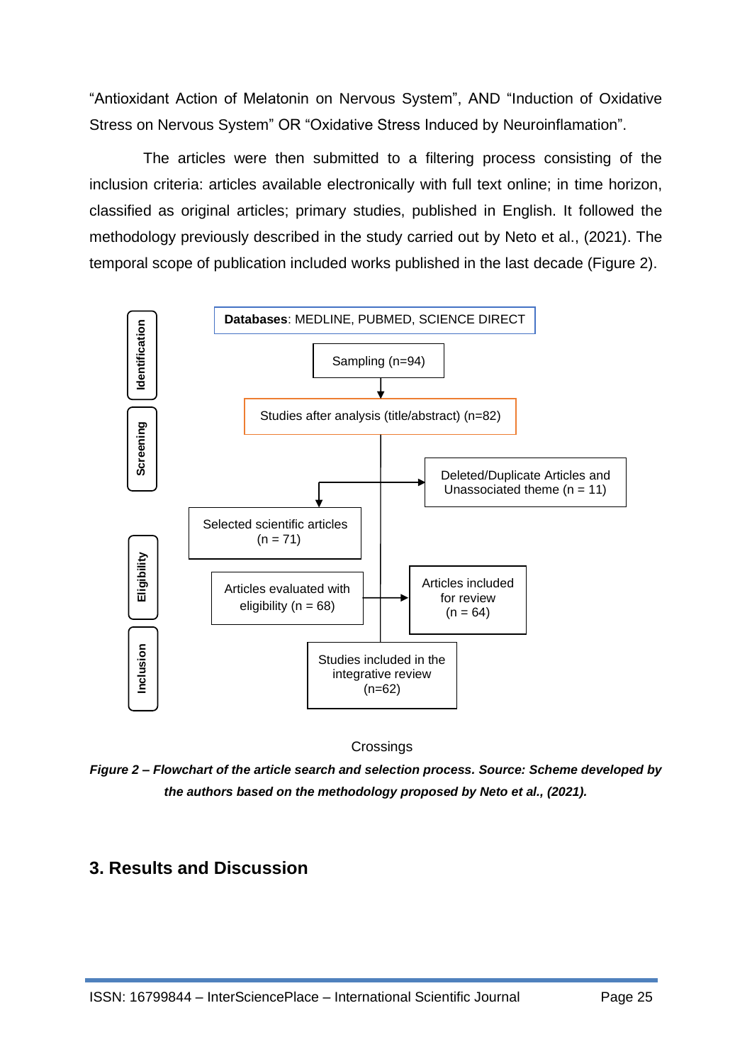"Antioxidant Action of Melatonin on Nervous System", AND "Induction of Oxidative Stress on Nervous System" OR "Oxidative Stress Induced by Neuroinflamation".

The articles were then submitted to a filtering process consisting of the inclusion criteria: articles available electronically with full text online; in time horizon, classified as original articles; primary studies, published in English. It followed the methodology previously described in the study carried out by Neto et al., (2021). The temporal scope of publication included works published in the last decade (Figure 2).

Identification

**Databases**: MEDLINE, PUBMED, SCIENCE DIRECT

Sampling (n=94)

Screening

Studies after analysis (title/abstract) (n=82)

Deleted/Duplicate Articles and Unassociated theme (n = 11)

Selected scientific articles (n = 71)

Eligibility

Articles evaluated with eligibility (n = 68)

Articles included for review (n = 64)

Inclusion

Studies included in the integrative review (n=62)

Crossings

***Figure 2 – Flowchart of the article search and selection process. Source: Scheme developed by the authors based on the methodology proposed by Neto et al., (2021).***

## 3. Results and Discussion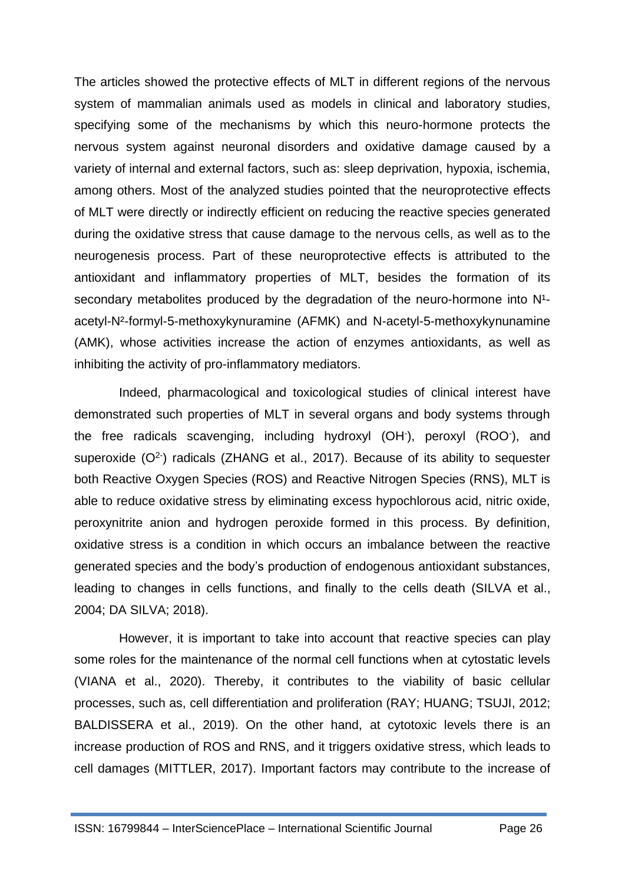The articles showed the protective effects of MLT in different regions of the nervous system of mammalian animals used as models in clinical and laboratory studies, specifying some of the mechanisms by which this neuro-hormone protects the nervous system against neuronal disorders and oxidative damage caused by a variety of internal and external factors, such as: sleep deprivation, hypoxia, ischemia, among others. Most of the analyzed studies pointed that the neuroprotective effects of MLT were directly or indirectly efficient on reducing the reactive species generated during the oxidative stress that cause damage to the nervous cells, as well as to the neurogenesis process. Part of these neuroprotective effects is attributed to the antioxidant and inflammatory properties of MLT, besides the formation of its secondary metabolites produced by the degradation of the neuro-hormone into $N^1$-acetyl-$N^2$-formyl-5-methoxykynuramine (AFMK) and N-acetyl-5-methoxykynunamine (AMK), whose activities increase the action of enzymes antioxidants, as well as inhibiting the activity of pro-inflammatory mediators.

Indeed, pharmacological and toxicological studies of clinical interest have demonstrated such properties of MLT in several organs and body systems through the free radicals scavenging, including hydroxyl ($OH^-$), peroxyl ($ROO^-$), and superoxide ($O^{2-}$) radicals (ZHANG et al., 2017). Because of its ability to sequester both Reactive Oxygen Species (ROS) and Reactive Nitrogen Species (RNS), MLT is able to reduce oxidative stress by eliminating excess hypochlorous acid, nitric oxide, peroxynitrite anion and hydrogen peroxide formed in this process. By definition, oxidative stress is a condition in which occurs an imbalance between the reactive generated species and the body's production of endogenous antioxidant substances, leading to changes in cells functions, and finally to the cells death (SILVA et al., 2004; DA SILVA; 2018).

However, it is important to take into account that reactive species can play some roles for the maintenance of the normal cell functions when at cytostatic levels (VIANA et al., 2020). Thereby, it contributes to the viability of basic cellular processes, such as, cell differentiation and proliferation (RAY; HUANG; TSUJI, 2012; BALDISSERA et al., 2019). On the other hand, at cytotoxic levels there is an increase production of ROS and RNS, and it triggers oxidative stress, which leads to cell damages (MITTLER, 2017). Important factors may contribute to the increase of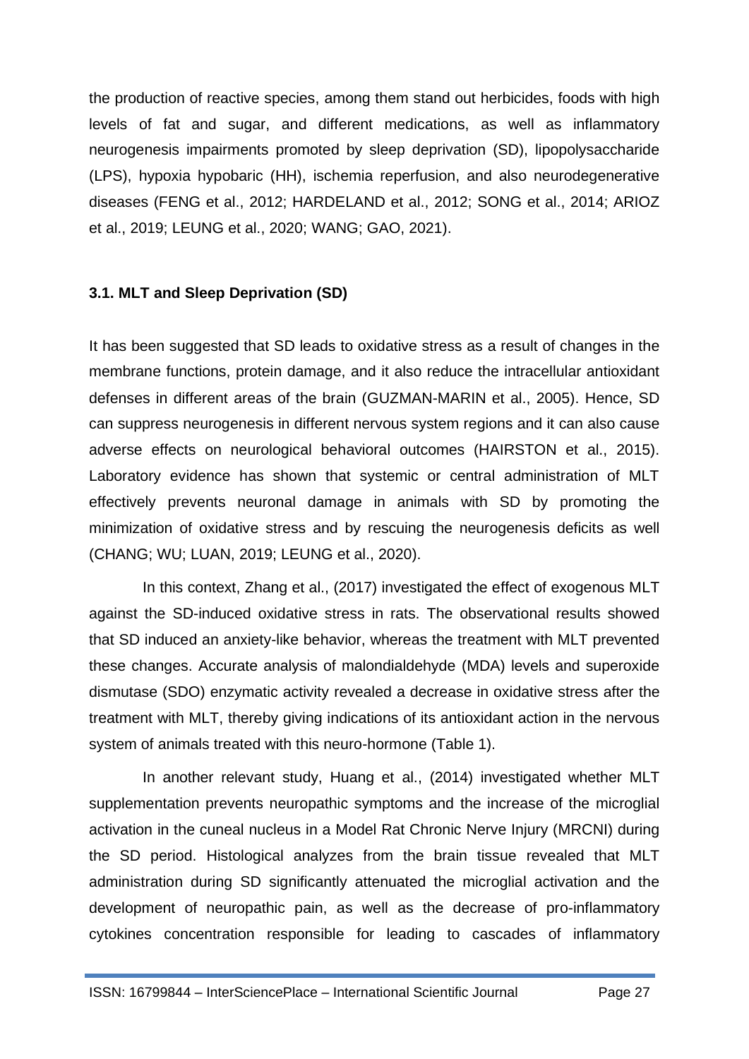the production of reactive species, among them stand out herbicides, foods with high levels of fat and sugar, and different medications, as well as inflammatory neurogenesis impairments promoted by sleep deprivation (SD), lipopolysaccharide (LPS), hypoxia hypobaric (HH), ischemia reperfusion, and also neurodegenerative diseases (FENG et al., 2012; HARDELAND et al., 2012; SONG et al., 2014; ARIOZ et al., 2019; LEUNG et al., 2020; WANG; GAO, 2021).

### 3.1. MLT and Sleep Deprivation (SD)

It has been suggested that SD leads to oxidative stress as a result of changes in the membrane functions, protein damage, and it also reduce the intracellular antioxidant defenses in different areas of the brain (GUZMAN-MARIN et al., 2005). Hence, SD can suppress neurogenesis in different nervous system regions and it can also cause adverse effects on neurological behavioral outcomes (HAIRSTON et al., 2015). Laboratory evidence has shown that systemic or central administration of MLT effectively prevents neuronal damage in animals with SD by promoting the minimization of oxidative stress and by rescuing the neurogenesis deficits as well (CHANG; WU; LUAN, 2019; LEUNG et al., 2020).

In this context, Zhang et al., (2017) investigated the effect of exogenous MLT against the SD-induced oxidative stress in rats. The observational results showed that SD induced an anxiety-like behavior, whereas the treatment with MLT prevented these changes. Accurate analysis of malondialdehyde (MDA) levels and superoxide dismutase (SDO) enzymatic activity revealed a decrease in oxidative stress after the treatment with MLT, thereby giving indications of its antioxidant action in the nervous system of animals treated with this neuro-hormone (Table 1).

In another relevant study, Huang et al., (2014) investigated whether MLT supplementation prevents neuropathic symptoms and the increase of the microglial activation in the cuneal nucleus in a Model Rat Chronic Nerve Injury (MRCNI) during the SD period. Histological analyzes from the brain tissue revealed that MLT administration during SD significantly attenuated the microglial activation and the development of neuropathic pain, as well as the decrease of pro-inflammatory cytokines concentration responsible for leading to cascades of inflammatory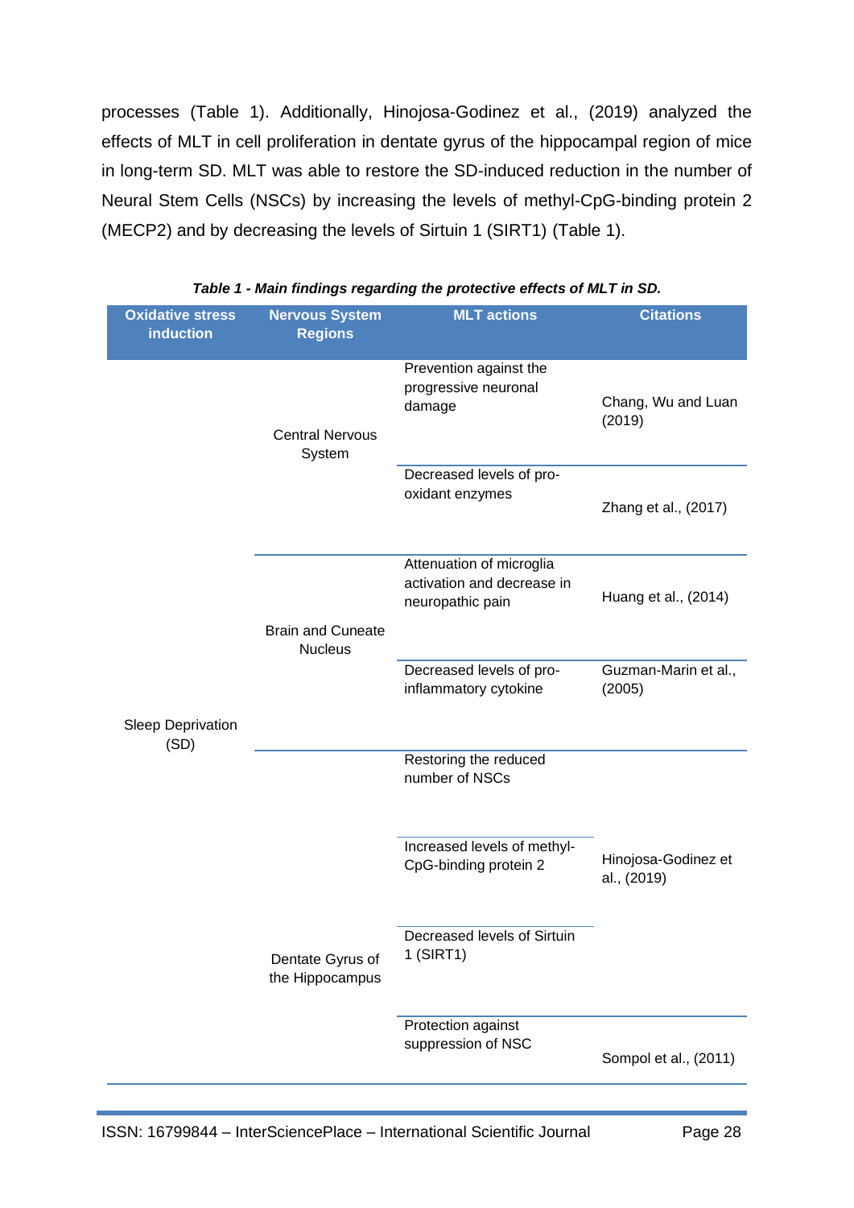processes (Table 1). Additionally, Hinojosa-Godinez et al., (2019) analyzed the effects of MLT in cell proliferation in dentate gyrus of the hippocampal region of mice in long-term SD. MLT was able to restore the SD-induced reduction in the number of Neural Stem Cells (NSCs) by increasing the levels of methyl-CpG-binding protein 2 (MECP2) and by decreasing the levels of Sirtuin 1 (SIRT1) (Table 1).

*Table 1 - Main findings regarding the protective effects of MLT in SD.*

| Oxidative stress induction | Nervous System Regions | MLT actions | Citations |
|---|---|---|---|
| Sleep Deprivation (SD) | Central Nervous System | Prevention against the progressive neuronal damage | Chang, Wu and Luan (2019) |
| | | Decreased levels of pro-oxidant enzymes | Zhang et al., (2017) |
| | Brain and Cuneate Nucleus | Attenuation of microglia activation and decrease in neuropathic pain | Huang et al., (2014) |
| | | Decreased levels of pro-inflammatory cytokine | Guzman-Marin et al., (2005) |
| | Dentate Gyrus of the Hippocampus | Restoring the reduced number of NSCs | Hinojosa-Godinez et al., (2019) |
| | | Increased levels of methyl-CpG-binding protein 2 | |
| | | Decreased levels of Sirtuin 1 (SIRT1) | |
| | | Protection against suppression of NSC | Sompol et al., (2011) |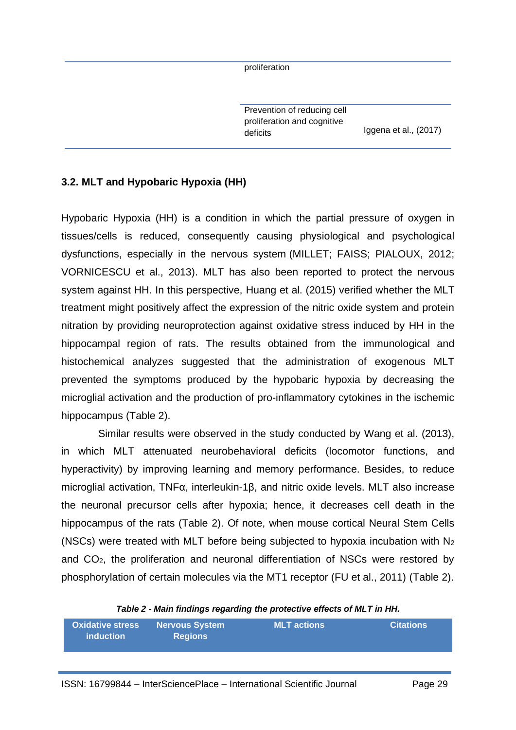| | | proliferation | |
|---|---|---|---|
| | | Prevention of reducing cell proliferation and cognitive deficits | Iggena et al., (2017) |

### 3.2. MLT and Hypobaric Hypoxia (HH)

Hypobaric Hypoxia (HH) is a condition in which the partial pressure of oxygen in tissues/cells is reduced, consequently causing physiological and psychological dysfunctions, especially in the nervous system (MILLET; FAISS; PIALOUX, 2012; VORNICESCU et al., 2013). MLT has also been reported to protect the nervous system against HH. In this perspective, Huang et al. (2015) verified whether the MLT treatment might positively affect the expression of the nitric oxide system and protein nitration by providing neuroprotection against oxidative stress induced by HH in the hippocampal region of rats. The results obtained from the immunological and histochemical analyzes suggested that the administration of exogenous MLT prevented the symptoms produced by the hypobaric hypoxia by decreasing the microglial activation and the production of pro-inflammatory cytokines in the ischemic hippocampus (Table 2).

Similar results were observed in the study conducted by Wang et al. (2013), in which MLT attenuated neurobehavioral deficits (locomotor functions, and hyperactivity) by improving learning and memory performance. Besides, to reduce microglial activation, TNFα, interleukin-1β, and nitric oxide levels. MLT also increase the neuronal precursor cells after hypoxia; hence, it decreases cell death in the hippocampus of the rats (Table 2). Of note, when mouse cortical Neural Stem Cells (NSCs) were treated with MLT before being subjected to hypoxia incubation with $N_2$ and $CO_2$, the proliferation and neuronal differentiation of NSCs were restored by phosphorylation of certain molecules via the MT1 receptor (FU et al., 2011) (Table 2).

*Table 2 - Main findings regarding the protective effects of MLT in HH.*

| Oxidative stress induction | Nervous System Regions | MLT actions | Citations |
|---|---|---|---|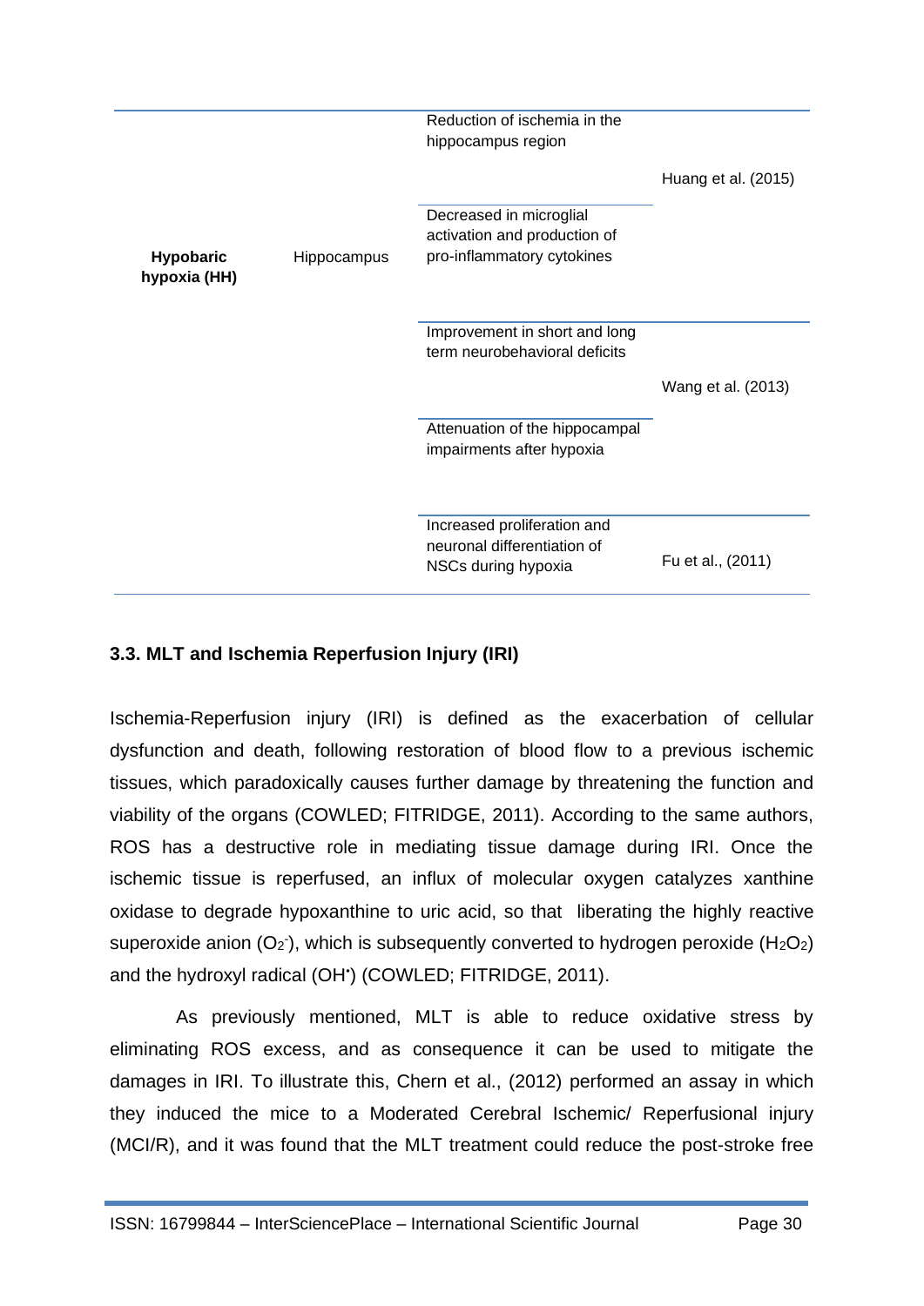| | | | |
|---|---|---|---|
| **Hypobaric hypoxia (HH)** | Hippocampus | Reduction of ischemia in the hippocampus region | Huang et al. (2015) |
| | | Decreased in microglial activation and production of pro-inflammatory cytokines | |
| | | Improvement in short and long term neurobehavioral deficits | Wang et al. (2013) |
| | | Attenuation of the hippocampal impairments after hypoxia | |
| | | Increased proliferation and neuronal differentiation of NSCs during hypoxia | Fu et al., (2011) |

### 3.3. MLT and Ischemia Reperfusion Injury (IRI)

Ischemia-Reperfusion injury (IRI) is defined as the exacerbation of cellular dysfunction and death, following restoration of blood flow to a previous ischemic tissues, which paradoxically causes further damage by threatening the function and viability of the organs (COWLED; FITRIDGE, 2011). According to the same authors, ROS has a destructive role in mediating tissue damage during IRI. Once the ischemic tissue is reperfused, an influx of molecular oxygen catalyzes xanthine oxidase to degrade hypoxanthine to uric acid, so that liberating the highly reactive superoxide anion ($O_2^-$), which is subsequently converted to hydrogen peroxide ($H_2O_2$) and the hydroxyl radical ($OH^\bullet$) (COWLED; FITRIDGE, 2011).

As previously mentioned, MLT is able to reduce oxidative stress by eliminating ROS excess, and as consequence it can be used to mitigate the damages in IRI. To illustrate this, Chern et al., (2012) performed an assay in which they induced the mice to a Moderated Cerebral Ischemic/ Reperfusional injury (MCI/R), and it was found that the MLT treatment could reduce the post-stroke free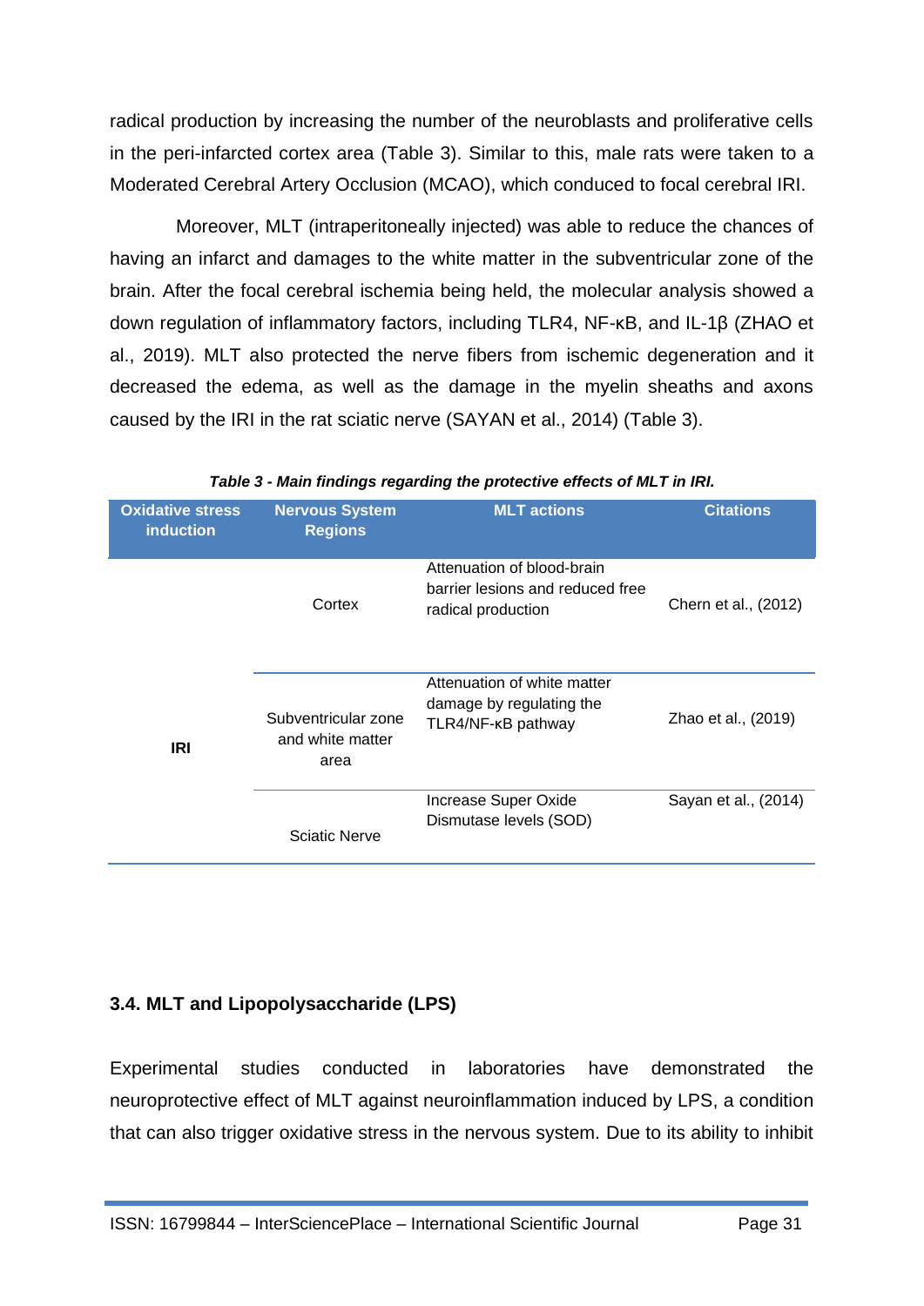radical production by increasing the number of the neuroblasts and proliferative cells in the peri-infarcted cortex area (Table 3). Similar to this, male rats were taken to a Moderated Cerebral Artery Occlusion (MCAO), which conduced to focal cerebral IRI.

Moreover, MLT (intraperitoneally injected) was able to reduce the chances of having an infarct and damages to the white matter in the subventricular zone of the brain. After the focal cerebral ischemia being held, the molecular analysis showed a down regulation of inflammatory factors, including TLR4, NF-κB, and IL-1β (ZHAO et al., 2019). MLT also protected the nerve fibers from ischemic degeneration and it decreased the edema, as well as the damage in the myelin sheaths and axons caused by the IRI in the rat sciatic nerve (SAYAN et al., 2014) (Table 3).

***Table 3 - Main findings regarding the protective effects of MLT in IRI.***

| Oxidative stress induction | Nervous System Regions | MLT actions | Citations |
|---|---|---|---|
| IRI | Cortex | Attenuation of blood-brain barrier lesions and reduced free radical production | Chern et al., (2012) |
| | Subventricular zone and white matter area | Attenuation of white matter damage by regulating the TLR4/NF-κB pathway | Zhao et al., (2019) |
| | Sciatic Nerve | Increase Super Oxide Dismutase levels (SOD) | Sayan et al., (2014) |

### 3.4. MLT and Lipopolysaccharide (LPS)

Experimental studies conducted in laboratories have demonstrated the neuroprotective effect of MLT against neuroinflammation induced by LPS, a condition that can also trigger oxidative stress in the nervous system. Due to its ability to inhibit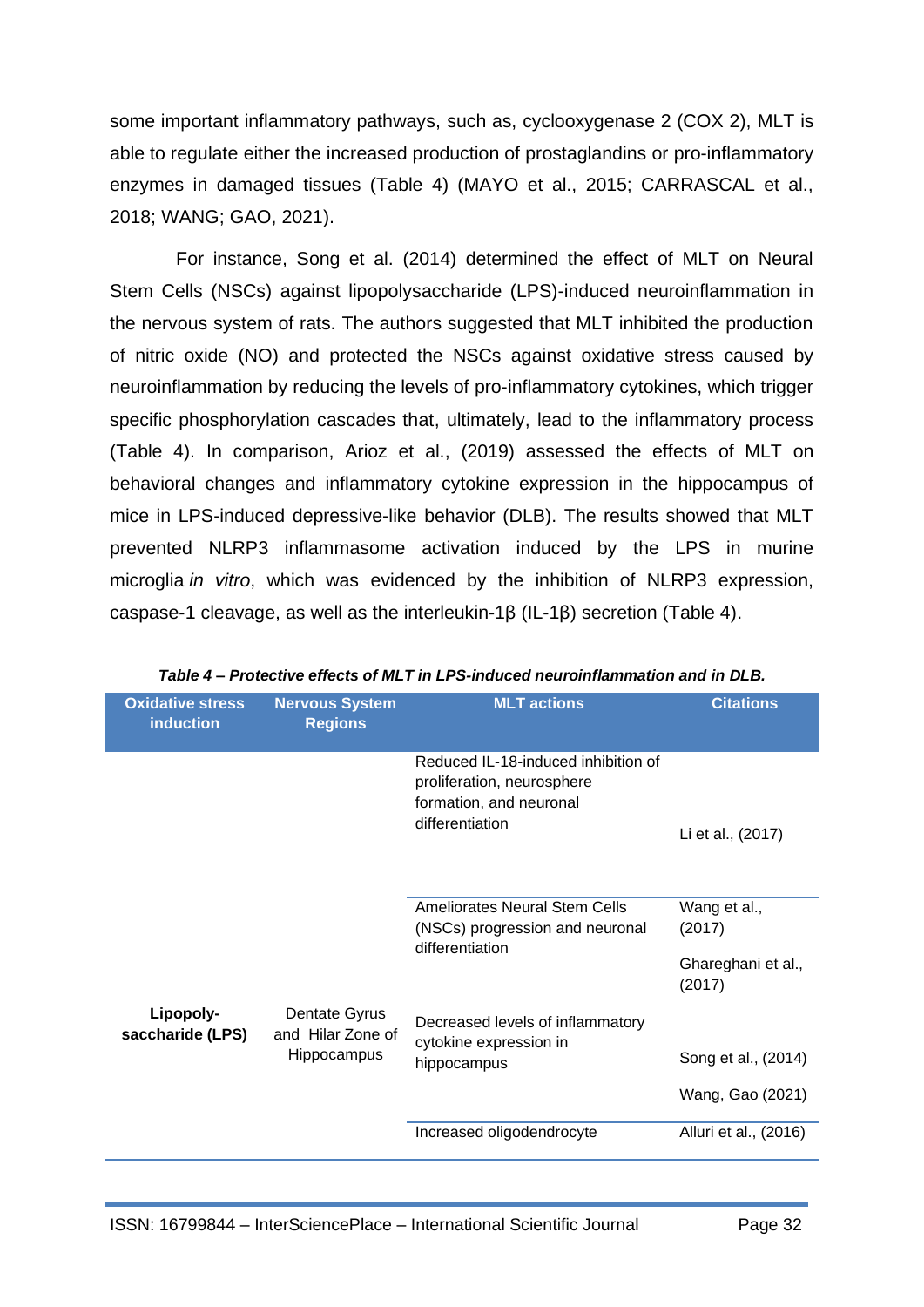some important inflammatory pathways, such as, cyclooxygenase 2 (COX 2), MLT is able to regulate either the increased production of prostaglandins or pro-inflammatory enzymes in damaged tissues (Table 4) (MAYO et al., 2015; CARRASCAL et al., 2018; WANG; GAO, 2021).

For instance, Song et al. (2014) determined the effect of MLT on Neural Stem Cells (NSCs) against lipopolysaccharide (LPS)-induced neuroinflammation in the nervous system of rats. The authors suggested that MLT inhibited the production of nitric oxide (NO) and protected the NSCs against oxidative stress caused by neuroinflammation by reducing the levels of pro-inflammatory cytokines, which trigger specific phosphorylation cascades that, ultimately, lead to the inflammatory process (Table 4). In comparison, Arioz et al., (2019) assessed the effects of MLT on behavioral changes and inflammatory cytokine expression in the hippocampus of mice in LPS-induced depressive-like behavior (DLB). The results showed that MLT prevented NLRP3 inflammasome activation induced by the LPS in murine microglia *in vitro*, which was evidenced by the inhibition of NLRP3 expression, caspase-1 cleavage, as well as the interleukin-1β (IL-1β) secretion (Table 4).

***Table 4 – Protective effects of MLT in LPS-induced neuroinflammation and in DLB.***

| Oxidative stress induction | Nervous System Regions | MLT actions | Citations |
|---|---|---|---|
| Lipopoly-saccharide (LPS) | Dentate Gyrus and Hilar Zone of Hippocampus | Reduced IL-18-induced inhibition of proliferation, neurosphere formation, and neuronal differentiation | Li et al., (2017) |
| | | Ameliorates Neural Stem Cells (NSCs) progression and neuronal differentiation | Wang et al., (2017)<br>Ghareghani et al., (2017) |
| | | Decreased levels of inflammatory cytokine expression in hippocampus | Song et al., (2014)<br>Wang, Gao (2021) |
| | | Increased oligodendrocyte | Alluri et al., (2016) |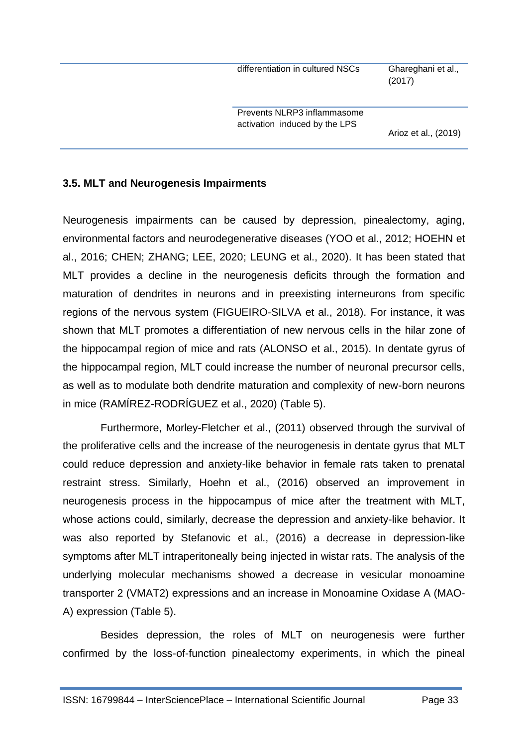| | | |
|---|---|---|
| | differentiation in cultured NSCs | Ghareghani et al., (2017) |
| | Prevents NLRP3 inflammasome activation induced by the LPS | Arioz et al., (2019) |

### 3.5. MLT and Neurogenesis Impairments

Neurogenesis impairments can be caused by depression, pinealectomy, aging, environmental factors and neurodegenerative diseases (YOO et al., 2012; HOEHN et al., 2016; CHEN; ZHANG; LEE, 2020; LEUNG et al., 2020). It has been stated that MLT provides a decline in the neurogenesis deficits through the formation and maturation of dendrites in neurons and in preexisting interneurons from specific regions of the nervous system (FIGUEIRO-SILVA et al., 2018). For instance, it was shown that MLT promotes a differentiation of new nervous cells in the hilar zone of the hippocampal region of mice and rats (ALONSO et al., 2015). In dentate gyrus of the hippocampal region, MLT could increase the number of neuronal precursor cells, as well as to modulate both dendrite maturation and complexity of new-born neurons in mice (RAMÍREZ-RODRÍGUEZ et al., 2020) (Table 5).

Furthermore, Morley-Fletcher et al., (2011) observed through the survival of the proliferative cells and the increase of the neurogenesis in dentate gyrus that MLT could reduce depression and anxiety-like behavior in female rats taken to prenatal restraint stress. Similarly, Hoehn et al., (2016) observed an improvement in neurogenesis process in the hippocampus of mice after the treatment with MLT, whose actions could, similarly, decrease the depression and anxiety-like behavior. It was also reported by Stefanovic et al., (2016) a decrease in depression-like symptoms after MLT intraperitoneally being injected in wistar rats. The analysis of the underlying molecular mechanisms showed a decrease in vesicular monoamine transporter 2 (VMAT2) expressions and an increase in Monoamine Oxidase A (MAO-A) expression (Table 5).

Besides depression, the roles of MLT on neurogenesis were further confirmed by the loss-of-function pinealectomy experiments, in which the pineal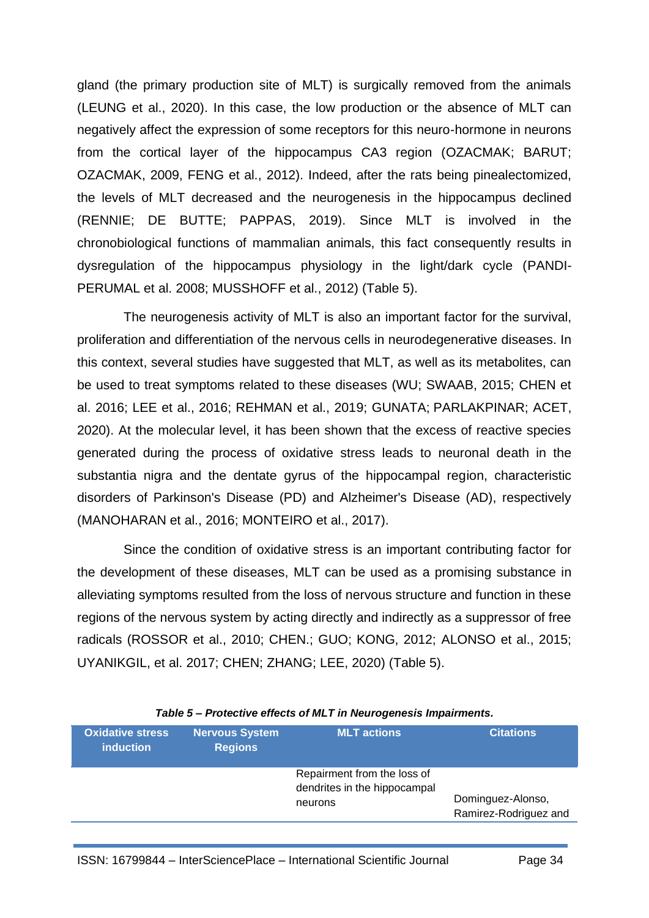gland (the primary production site of MLT) is surgically removed from the animals (LEUNG et al., 2020). In this case, the low production or the absence of MLT can negatively affect the expression of some receptors for this neuro-hormone in neurons from the cortical layer of the hippocampus CA3 region (OZACMAK; BARUT; OZACMAK, 2009, FENG et al., 2012). Indeed, after the rats being pinealectomized, the levels of MLT decreased and the neurogenesis in the hippocampus declined (RENNIE; DE BUTTE; PAPPAS, 2019). Since MLT is involved in the chronobiological functions of mammalian animals, this fact consequently results in dysregulation of the hippocampus physiology in the light/dark cycle (PANDI-PERUMAL et al. 2008; MUSSHOFF et al., 2012) (Table 5).

The neurogenesis activity of MLT is also an important factor for the survival, proliferation and differentiation of the nervous cells in neurodegenerative diseases. In this context, several studies have suggested that MLT, as well as its metabolites, can be used to treat symptoms related to these diseases (WU; SWAAB, 2015; CHEN et al. 2016; LEE et al., 2016; REHMAN et al., 2019; GUNATA; PARLAKPINAR; ACET, 2020). At the molecular level, it has been shown that the excess of reactive species generated during the process of oxidative stress leads to neuronal death in the substantia nigra and the dentate gyrus of the hippocampal region, characteristic disorders of Parkinson's Disease (PD) and Alzheimer's Disease (AD), respectively (MANOHARAN et al., 2016; MONTEIRO et al., 2017).

Since the condition of oxidative stress is an important contributing factor for the development of these diseases, MLT can be used as a promising substance in alleviating symptoms resulted from the loss of nervous structure and function in these regions of the nervous system by acting directly and indirectly as a suppressor of free radicals (ROSSOR et al., 2010; CHEN.; GUO; KONG, 2012; ALONSO et al., 2015; UYANIKGIL, et al. 2017; CHEN; ZHANG; LEE, 2020) (Table 5).

***Table 5 – Protective effects of MLT in Neurogenesis Impairments.***

| Oxidative stress induction | Nervous System Regions | MLT actions | Citations |
|---|---|---|---|
| | | Repairment from the loss of dendrites in the hippocampal neurons | Dominguez-Alonso, Ramirez-Rodriguez and |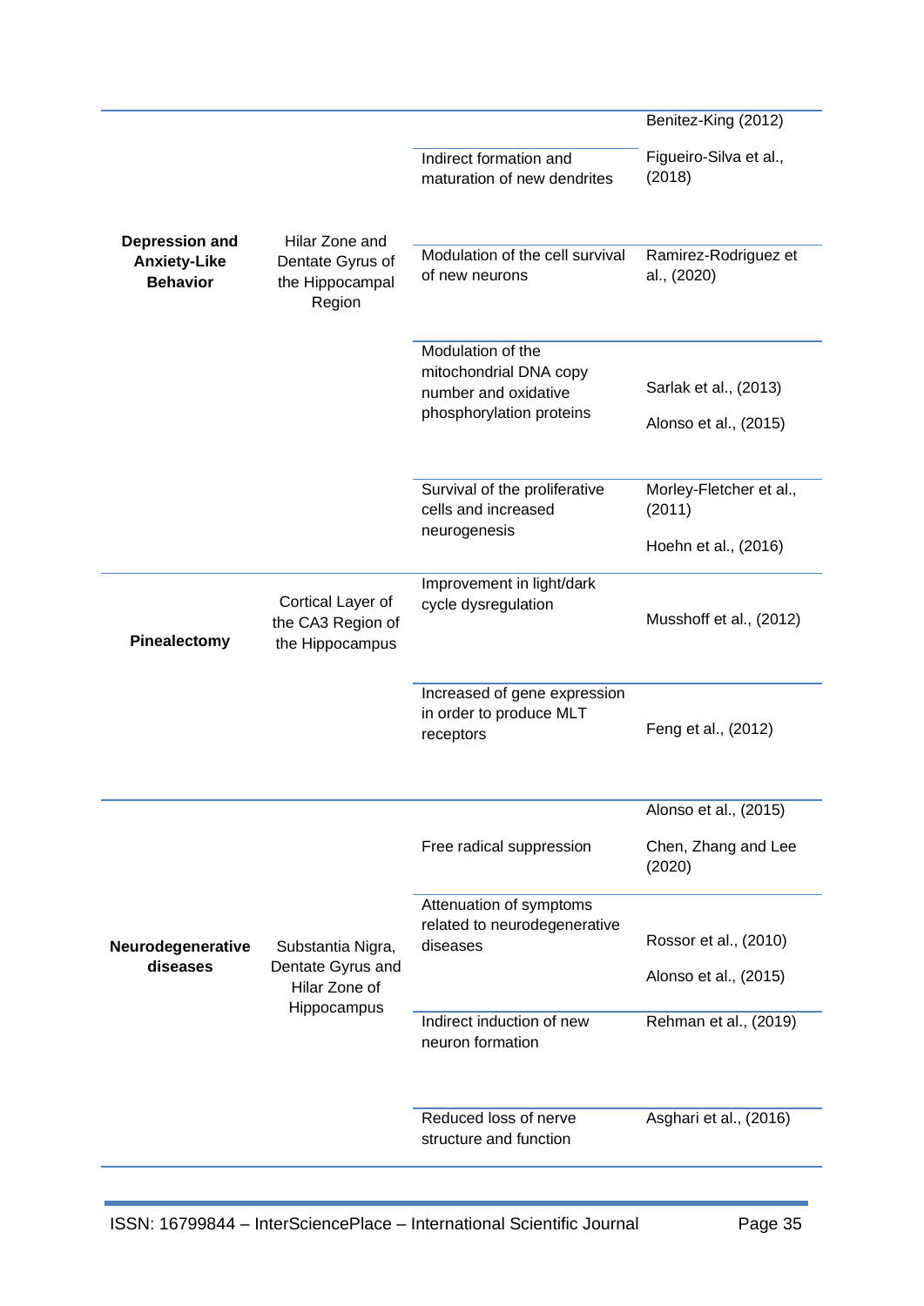| | | | |
|---|---|---|---|
| Depression and Anxiety-Like Behavior | Hilar Zone and Dentate Gyrus of the Hippocampal Region | | Benitez-King (2012) |
| | | Indirect formation and maturation of new dendrites | Figueiro-Silva et al., (2018) |
| | | Modulation of the cell survival of new neurons | Ramirez-Rodriguez et al., (2020) |
| | | Modulation of the mitochondrial DNA copy number and oxidative phosphorylation proteins | Sarlak et al., (2013) Alonso et al., (2015) |
| | | Survival of the proliferative cells and increased neurogenesis | Morley-Fletcher et al., (2011) Hoehn et al., (2016) |
| Pinealectomy | Cortical Layer of the CA3 Region of the Hippocampus | Improvement in light/dark cycle dysregulation | Musshoff et al., (2012) |
| | | Increased of gene expression in order to produce MLT receptors | Feng et al., (2012) |
| Neurodegenerative diseases | Substantia Nigra, Dentate Gyrus and Hilar Zone of Hippocampus | Free radical suppression | Alonso et al., (2015) Chen, Zhang and Lee (2020) |
| | | Attenuation of symptoms related to neurodegenerative diseases | Rossor et al., (2010) Alonso et al., (2015) |
| | | Indirect induction of new neuron formation | Rehman et al., (2019) |
| | | Reduced loss of nerve structure and function | Asghari et al., (2016) |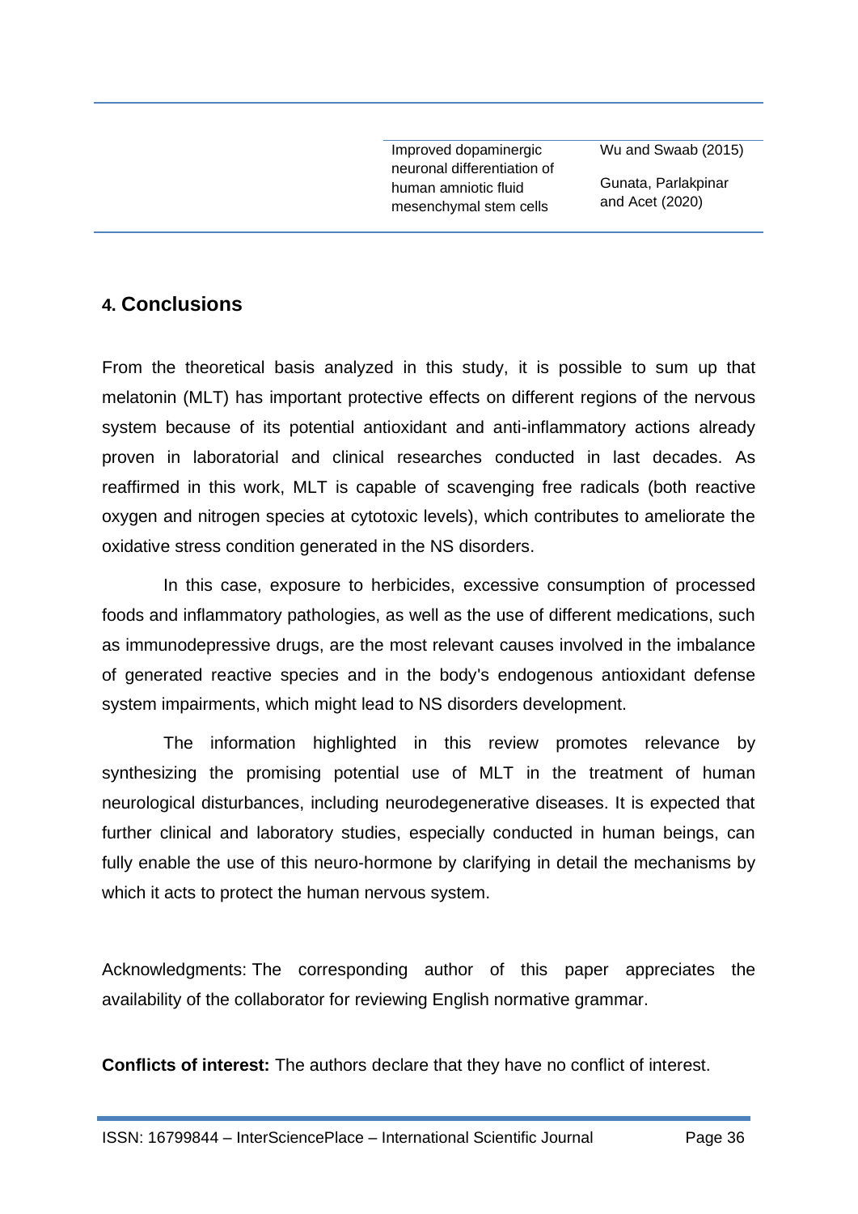| | | |
|---|---|---|
| | Improved dopaminergic neuronal differentiation of human amniotic fluid mesenchymal stem cells | Wu and Swaab (2015)<br>Gunata, Parlakpinar and Acet (2020) |

## 4. Conclusions

From the theoretical basis analyzed in this study, it is possible to sum up that melatonin (MLT) has important protective effects on different regions of the nervous system because of its potential antioxidant and anti-inflammatory actions already proven in laboratorial and clinical researches conducted in last decades. As reaffirmed in this work, MLT is capable of scavenging free radicals (both reactive oxygen and nitrogen species at cytotoxic levels), which contributes to ameliorate the oxidative stress condition generated in the NS disorders.

In this case, exposure to herbicides, excessive consumption of processed foods and inflammatory pathologies, as well as the use of different medications, such as immunodepressive drugs, are the most relevant causes involved in the imbalance of generated reactive species and in the body's endogenous antioxidant defense system impairments, which might lead to NS disorders development.

The information highlighted in this review promotes relevance by synthesizing the promising potential use of MLT in the treatment of human neurological disturbances, including neurodegenerative diseases. It is expected that further clinical and laboratory studies, especially conducted in human beings, can fully enable the use of this neuro-hormone by clarifying in detail the mechanisms by which it acts to protect the human nervous system.

Acknowledgments: The corresponding author of this paper appreciates the availability of the collaborator for reviewing English normative grammar.

**Conflicts of interest:** The authors declare that they have no conflict of interest.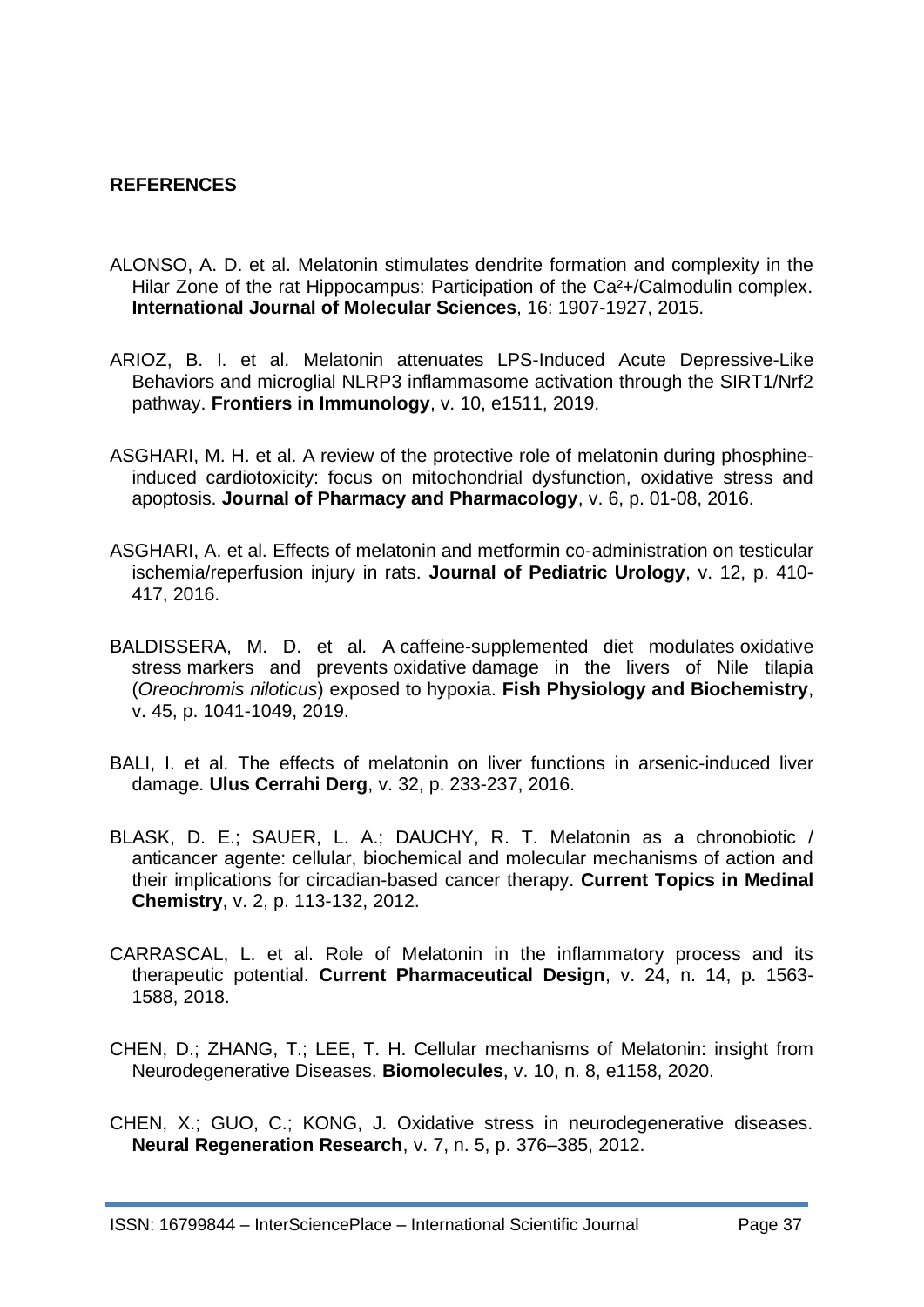**REFERENCES**

ALONSO, A. D. et al. Melatonin stimulates dendrite formation and complexity in the Hilar Zone of the rat Hippocampus: Participation of the $Ca^{2+}$/Calmodulin complex. **International Journal of Molecular Sciences**, 16: 1907-1927, 2015.

ARIOZ, B. I. et al. Melatonin attenuates LPS-Induced Acute Depressive-Like Behaviors and microglial NLRP3 inflammasome activation through the SIRT1/Nrf2 pathway. **Frontiers in Immunology**, v. 10, e1511, 2019.

ASGHARI, M. H. et al. A review of the protective role of melatonin during phosphine-induced cardiotoxicity: focus on mitochondrial dysfunction, oxidative stress and apoptosis. **Journal of Pharmacy and Pharmacology**, v. 6, p. 01-08, 2016.

ASGHARI, A. et al. Effects of melatonin and metformin co-administration on testicular ischemia/reperfusion injury in rats. **Journal of Pediatric Urology**, v. 12, p. 410-417, 2016.

BALDISSERA, M. D. et al. A caffeine-supplemented diet modulates oxidative stress markers and prevents oxidative damage in the livers of Nile tilapia (*Oreochromis niloticus*) exposed to hypoxia. **Fish Physiology and Biochemistry**, v. 45, p. 1041-1049, 2019.

BALI, I. et al. The effects of melatonin on liver functions in arsenic-induced liver damage. **Ulus Cerrahi Derg**, v. 32, p. 233-237, 2016.

BLASK, D. E.; SAUER, L. A.; DAUCHY, R. T. Melatonin as a chronobiotic / anticancer agente: cellular, biochemical and molecular mechanisms of action and their implications for circadian-based cancer therapy. **Current Topics in Medinal Chemistry**, v. 2, p. 113-132, 2012.

CARRASCAL, L. et al. Role of Melatonin in the inflammatory process and its therapeutic potential. **Current Pharmaceutical Design**, v. 24, n. 14, p. 1563-1588, 2018.

CHEN, D.; ZHANG, T.; LEE, T. H. Cellular mechanisms of Melatonin: insight from Neurodegenerative Diseases. **Biomolecules**, v. 10, n. 8, e1158, 2020.

CHEN, X.; GUO, C.; KONG, J. Oxidative stress in neurodegenerative diseases. **Neural Regeneration Research**, v. 7, n. 5, p. 376–385, 2012.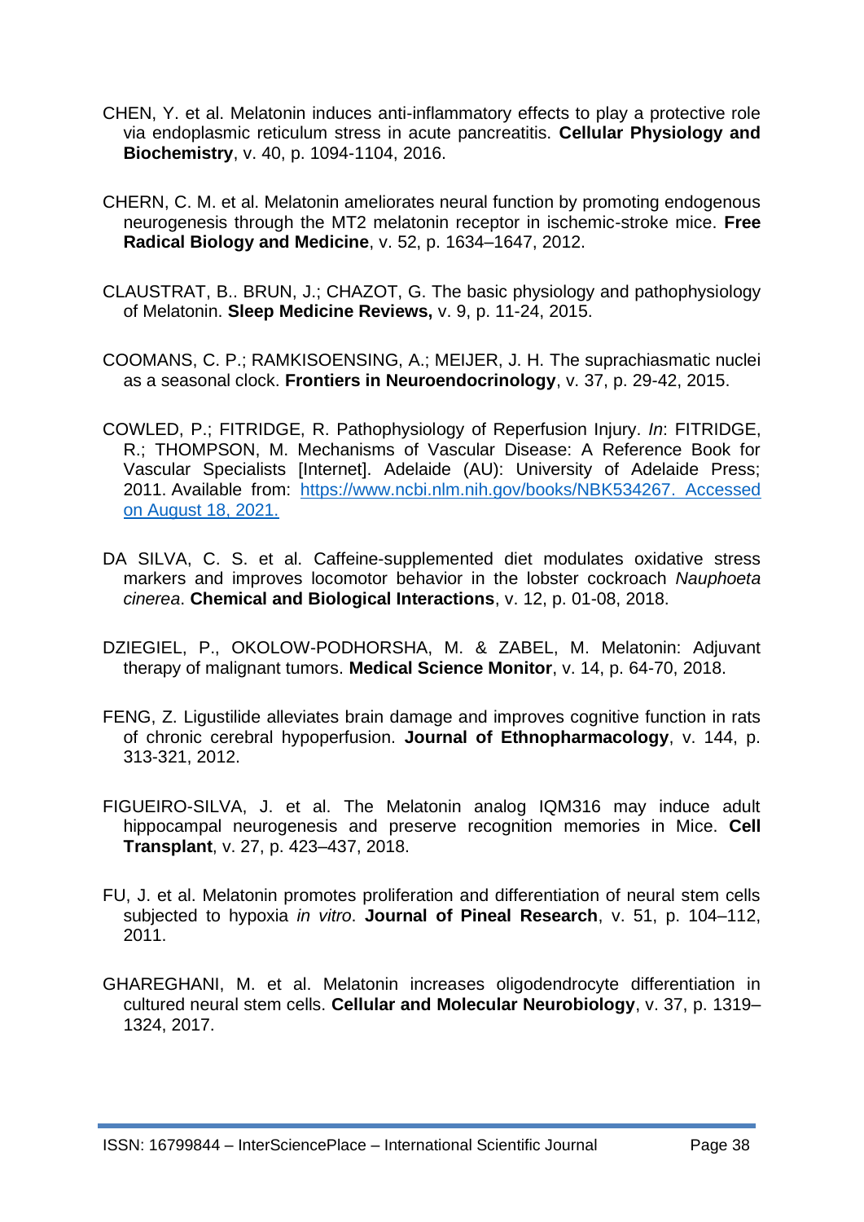CHEN, Y. et al. Melatonin induces anti-inflammatory effects to play a protective role via endoplasmic reticulum stress in acute pancreatitis. **Cellular Physiology and Biochemistry**, v. 40, p. 1094-1104, 2016.

CHERN, C. M. et al. Melatonin ameliorates neural function by promoting endogenous neurogenesis through the MT2 melatonin receptor in ischemic-stroke mice. **Free Radical Biology and Medicine**, v. 52, p. 1634–1647, 2012.

CLAUSTRAT, B.. BRUN, J.; CHAZOT, G. The basic physiology and pathophysiology of Melatonin. **Sleep Medicine Reviews,** v. 9, p. 11-24, 2015.

COOMANS, C. P.; RAMKISOENSING, A.; MEIJER, J. H. The suprachiasmatic nuclei as a seasonal clock. **Frontiers in Neuroendocrinology**, v. 37, p. 29-42, 2015.

COWLED, P.; FITRIDGE, R. Pathophysiology of Reperfusion Injury. *In*: FITRIDGE, R.; THOMPSON, M. Mechanisms of Vascular Disease: A Reference Book for Vascular Specialists [Internet]. Adelaide (AU): University of Adelaide Press; 2011. Available from: [https://www.ncbi.nlm.nih.gov/books/NBK534267. Accessed on August 18, 2021.](https://www.ncbi.nlm.nih.gov/books/NBK534267)

DA SILVA, C. S. et al. Caffeine-supplemented diet modulates oxidative stress markers and improves locomotor behavior in the lobster cockroach *Nauphoeta cinerea*. **Chemical and Biological Interactions**, v. 12, p. 01-08, 2018.

DZIEGIEL, P., OKOLOW-PODHORSHA, M. & ZABEL, M. Melatonin: Adjuvant therapy of malignant tumors. **Medical Science Monitor**, v. 14, p. 64-70, 2018.

FENG, Z. Ligustilide alleviates brain damage and improves cognitive function in rats of chronic cerebral hypoperfusion. **Journal of Ethnopharmacology**, v. 144, p. 313-321, 2012.

FIGUEIRO-SILVA, J. et al. The Melatonin analog IQM316 may induce adult hippocampal neurogenesis and preserve recognition memories in Mice. **Cell Transplant**, v. 27, p. 423–437, 2018.

FU, J. et al. Melatonin promotes proliferation and differentiation of neural stem cells subjected to hypoxia *in vitro*. **Journal of Pineal Research**, v. 51, p. 104–112, 2011.

GHAREGHANI, M. et al. Melatonin increases oligodendrocyte differentiation in cultured neural stem cells. **Cellular and Molecular Neurobiology**, v. 37, p. 1319–1324, 2017.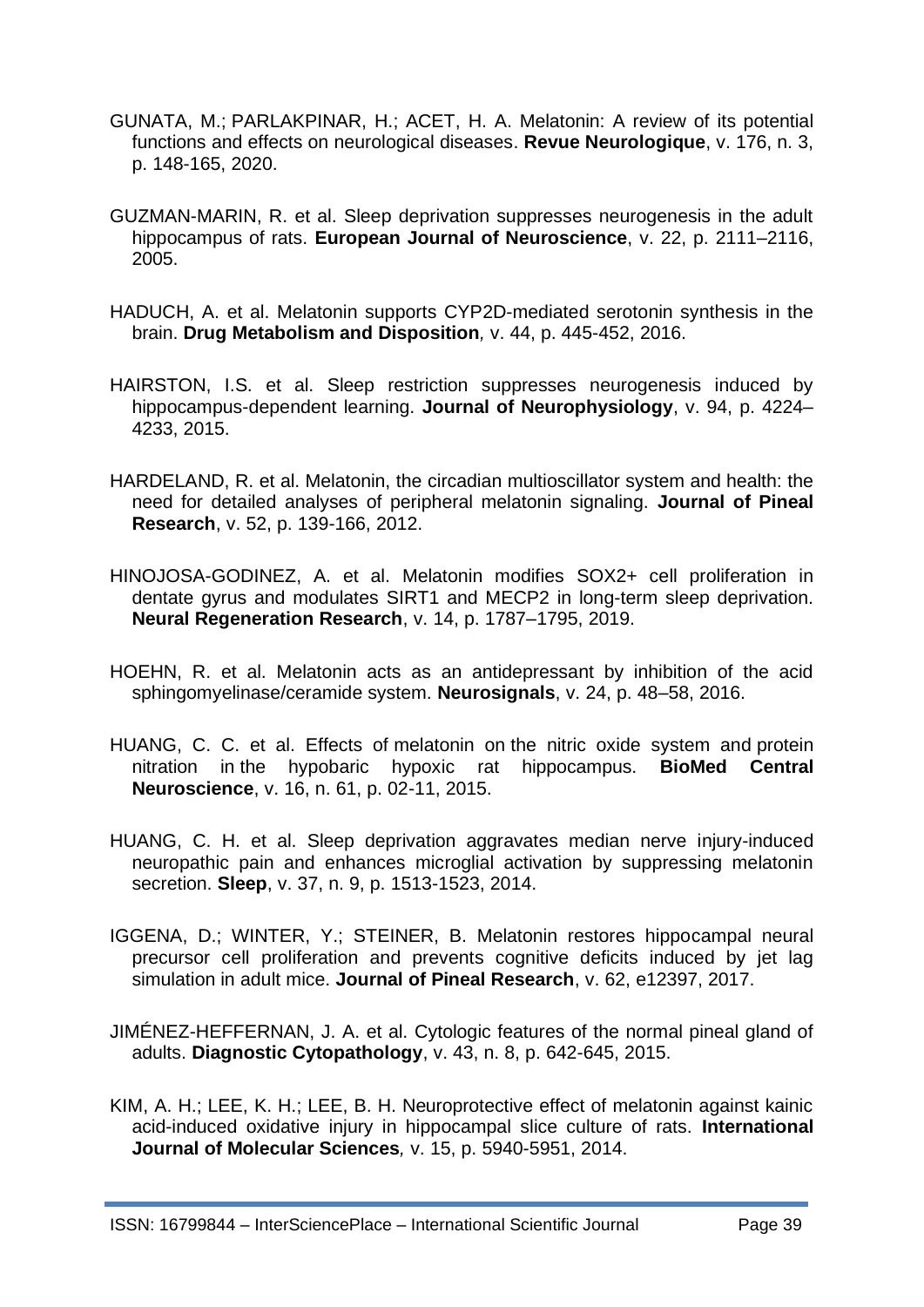GUNATA, M.; PARLAKPINAR, H.; ACET, H. A. Melatonin: A review of its potential functions and effects on neurological diseases. **Revue Neurologique**, v. 176, n. 3, p. 148-165, 2020.

GUZMAN-MARIN, R. et al. Sleep deprivation suppresses neurogenesis in the adult hippocampus of rats. **European Journal of Neuroscience**, v. 22, p. 2111–2116, 2005.

HADUCH, A. et al. Melatonin supports CYP2D-mediated serotonin synthesis in the brain. **Drug Metabolism and Disposition***,* v. 44, p. 445-452, 2016.

HAIRSTON, I.S. et al. Sleep restriction suppresses neurogenesis induced by hippocampus-dependent learning. **Journal of Neurophysiology**, v. 94, p. 4224–4233, 2015.

HARDELAND, R. et al. Melatonin, the circadian multioscillator system and health: the need for detailed analyses of peripheral melatonin signaling. **Journal of Pineal Research**, v. 52, p. 139-166, 2012.

HINOJOSA-GODINEZ, A. et al. Melatonin modifies SOX2+ cell proliferation in dentate gyrus and modulates SIRT1 and MECP2 in long-term sleep deprivation. **Neural Regeneration Research**, v. 14, p. 1787–1795, 2019.

HOEHN, R. et al. Melatonin acts as an antidepressant by inhibition of the acid sphingomyelinase/ceramide system. **Neurosignals**, v. 24, p. 48–58, 2016.

HUANG, C. C. et al. Effects of melatonin on the nitric oxide system and protein nitration in the hypobaric hypoxic rat hippocampus. **BioMed Central Neuroscience**, v. 16, n. 61, p. 02-11, 2015.

HUANG, C. H. et al. Sleep deprivation aggravates median nerve injury-induced neuropathic pain and enhances microglial activation by suppressing melatonin secretion. **Sleep**, v. 37, n. 9, p. 1513-1523, 2014.

IGGENA, D.; WINTER, Y.; STEINER, B. Melatonin restores hippocampal neural precursor cell proliferation and prevents cognitive deficits induced by jet lag simulation in adult mice. **Journal of Pineal Research**, v. 62, e12397, 2017.

JIMÉNEZ-HEFFERNAN, J. A. et al. Cytologic features of the normal pineal gland of adults. **Diagnostic Cytopathology**, v. 43, n. 8, p. 642-645, 2015.

KIM, A. H.; LEE, K. H.; LEE, B. H. Neuroprotective effect of melatonin against kainic acid-induced oxidative injury in hippocampal slice culture of rats. **International Journal of Molecular Sciences***,* v. 15, p. 5940-5951, 2014.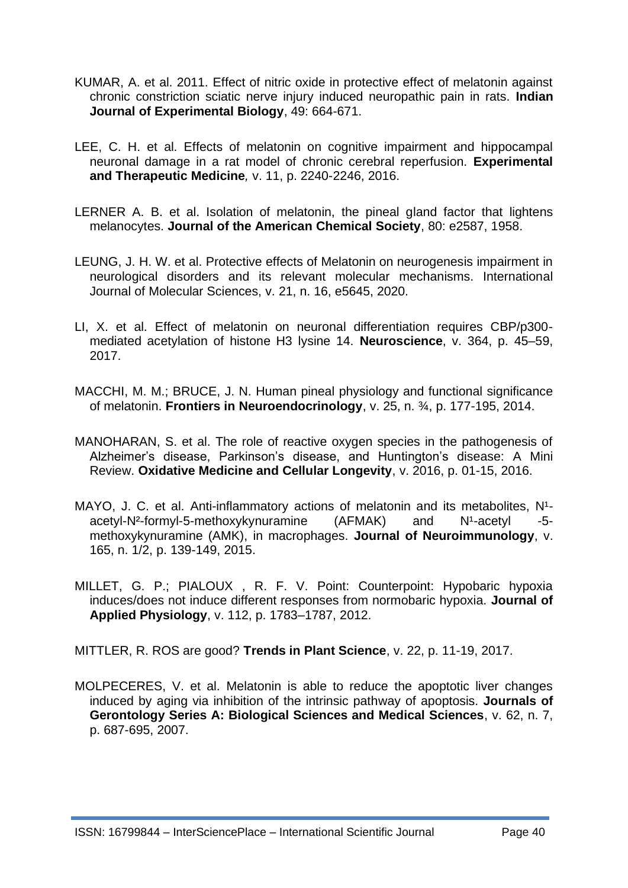KUMAR, A. et al. 2011. Effect of nitric oxide in protective effect of melatonin against chronic constriction sciatic nerve injury induced neuropathic pain in rats. **Indian Journal of Experimental Biology**, 49: 664-671.

LEE, C. H. et al. Effects of melatonin on cognitive impairment and hippocampal neuronal damage in a rat model of chronic cerebral reperfusion. **Experimental and Therapeutic Medicine***,* v. 11, p. 2240-2246, 2016.

LERNER A. B. et al. Isolation of melatonin, the pineal gland factor that lightens melanocytes. **Journal of the American Chemical Society**, 80: e2587, 1958.

LEUNG, J. H. W. et al. Protective effects of Melatonin on neurogenesis impairment in neurological disorders and its relevant molecular mechanisms. International Journal of Molecular Sciences, v. 21, n. 16, e5645, 2020.

LI, X. et al. Effect of melatonin on neuronal differentiation requires CBP/p300-mediated acetylation of histone H3 lysine 14. **Neuroscience**, v. 364, p. 45–59, 2017.

MACCHI, M. M.; BRUCE, J. N. Human pineal physiology and functional significance of melatonin. **Frontiers in Neuroendocrinology**, v. 25, n. ¾, p. 177-195, 2014.

MANOHARAN, S. et al. The role of reactive oxygen species in the pathogenesis of Alzheimer's disease, Parkinson's disease, and Huntington's disease: A Mini Review. **Oxidative Medicine and Cellular Longevity**, v. 2016, p. 01-15, 2016.

MAYO, J. C. et al. Anti-inflammatory actions of melatonin and its metabolites, $N^1$-acetyl-$N^2$-formyl-5-methoxykynuramine (AFMAK) and $N^1$-acetyl -5-methoxykynuramine (AMK), in macrophages. **Journal of Neuroimmunology**, v. 165, n. 1/2, p. 139-149, 2015.

MILLET, G. P.; PIALOUX , R. F. V. Point: Counterpoint: Hypobaric hypoxia induces/does not induce different responses from normobaric hypoxia. **Journal of Applied Physiology**, v. 112, p. 1783–1787, 2012.

MITTLER, R. ROS are good? **Trends in Plant Science**, v. 22, p. 11-19, 2017.

MOLPECERES, V. et al. Melatonin is able to reduce the apoptotic liver changes induced by aging via inhibition of the intrinsic pathway of apoptosis. **Journals of Gerontology Series A: Biological Sciences and Medical Sciences**, v. 62, n. 7, p. 687-695, 2007.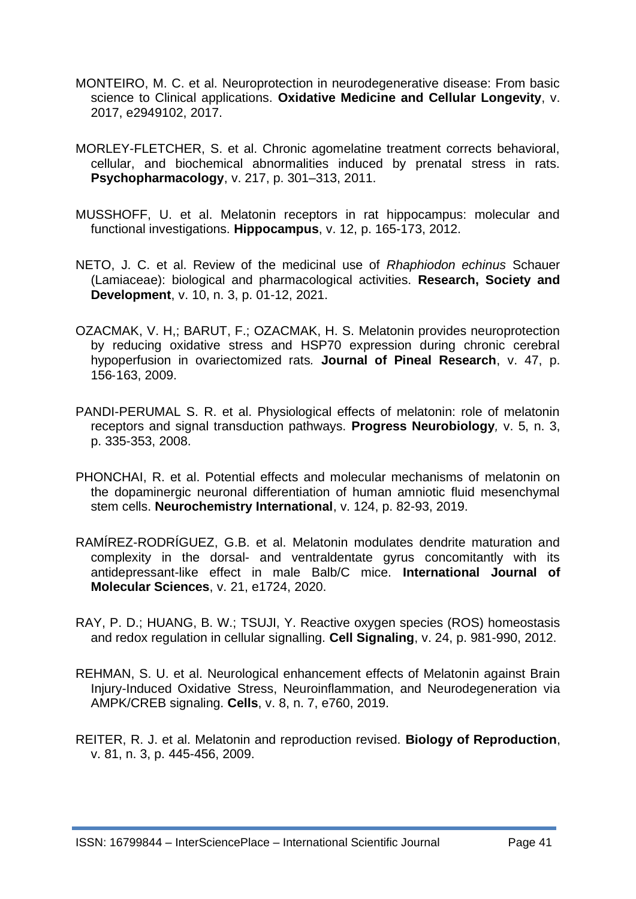MONTEIRO, M. C. et al. Neuroprotection in neurodegenerative disease: From basic science to Clinical applications. **Oxidative Medicine and Cellular Longevity**, v. 2017, e2949102, 2017.

MORLEY-FLETCHER, S. et al. Chronic agomelatine treatment corrects behavioral, cellular, and biochemical abnormalities induced by prenatal stress in rats. **Psychopharmacology**, v. 217, p. 301–313, 2011.

MUSSHOFF, U. et al. Melatonin receptors in rat hippocampus: molecular and functional investigations. **Hippocampus**, v. 12, p. 165-173, 2012.

NETO, J. C. et al. Review of the medicinal use of *Rhaphiodon echinus* Schauer (Lamiaceae): biological and pharmacological activities. **Research, Society and Development**, v. 10, n. 3, p. 01-12, 2021.

OZACMAK, V. H,; BARUT, F.; OZACMAK, H. S. Melatonin provides neuroprotection by reducing oxidative stress and HSP70 expression during chronic cerebral hypoperfusion in ovariectomized rats*.* **Journal of Pineal Research**, v. 47, p. 156-163, 2009.

PANDI-PERUMAL S. R. et al. Physiological effects of melatonin: role of melatonin receptors and signal transduction pathways. **Progress Neurobiology***,* v. 5, n. 3, p. 335-353, 2008.

PHONCHAI, R. et al. Potential effects and molecular mechanisms of melatonin on the dopaminergic neuronal differentiation of human amniotic fluid mesenchymal stem cells. **Neurochemistry International**, v. 124, p. 82-93, 2019.

RAMÍREZ-RODRÍGUEZ, G.B. et al. Melatonin modulates dendrite maturation and complexity in the dorsal- and ventraldentate gyrus concomitantly with its antidepressant-like effect in male Balb/C mice. **International Journal of Molecular Sciences**, v. 21, e1724, 2020.

RAY, P. D.; HUANG, B. W.; TSUJI, Y. Reactive oxygen species (ROS) homeostasis and redox regulation in cellular signalling. **Cell Signaling**, v. 24, p. 981-990, 2012.

REHMAN, S. U. et al. Neurological enhancement effects of Melatonin against Brain Injury-Induced Oxidative Stress, Neuroinflammation, and Neurodegeneration via AMPK/CREB signaling. **Cells**, v. 8, n. 7, e760, 2019.

REITER, R. J. et al. Melatonin and reproduction revised. **Biology of Reproduction**, v. 81, n. 3, p. 445-456, 2009.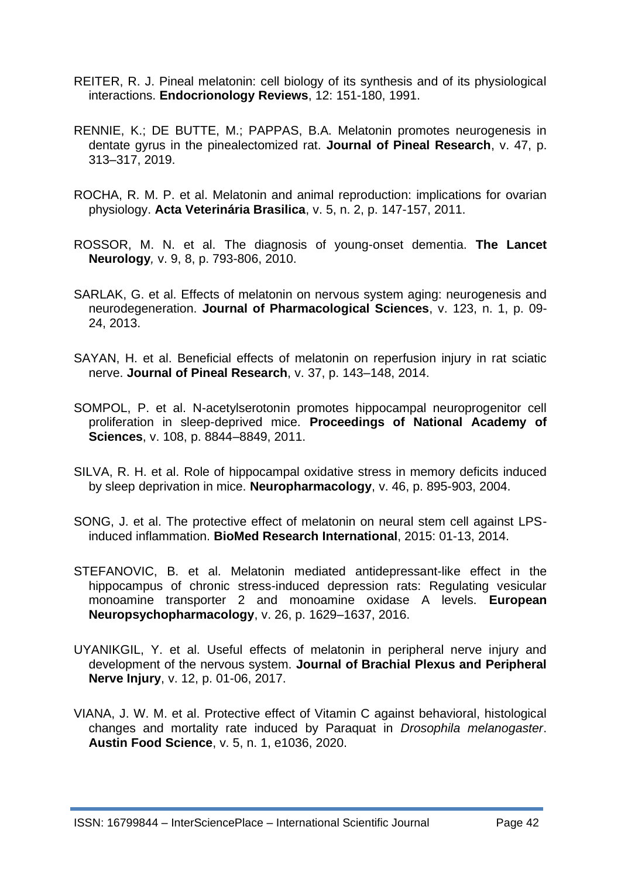REITER, R. J. Pineal melatonin: cell biology of its synthesis and of its physiological interactions. **Endocrionology Reviews**, 12: 151-180, 1991.

RENNIE, K.; DE BUTTE, M.; PAPPAS, B.A. Melatonin promotes neurogenesis in dentate gyrus in the pinealectomized rat. **Journal of Pineal Research**, v. 47, p. 313–317, 2019.

ROCHA, R. M. P. et al. Melatonin and animal reproduction: implications for ovarian physiology. **Acta Veterinária Brasilica**, v. 5, n. 2, p. 147-157, 2011.

ROSSOR, M. N. et al. The diagnosis of young-onset dementia. **The Lancet Neurology***,* v. 9, 8, p. 793-806, 2010.

SARLAK, G. et al. Effects of melatonin on nervous system aging: neurogenesis and neurodegeneration. **Journal of Pharmacological Sciences**, v. 123, n. 1, p. 09-24, 2013.

SAYAN, H. et al. Beneficial effects of melatonin on reperfusion injury in rat sciatic nerve. **Journal of Pineal Research**, v. 37, p. 143–148, 2014.

SOMPOL, P. et al. N-acetylserotonin promotes hippocampal neuroprogenitor cell proliferation in sleep-deprived mice. **Proceedings of National Academy of Sciences**, v. 108, p. 8844–8849, 2011.

SILVA, R. H. et al. Role of hippocampal oxidative stress in memory deficits induced by sleep deprivation in mice. **Neuropharmacology**, v. 46, p. 895-903, 2004.

SONG, J. et al. The protective effect of melatonin on neural stem cell against LPS-induced inflammation. **BioMed Research International**, 2015: 01-13, 2014.

STEFANOVIC, B. et al. Melatonin mediated antidepressant-like effect in the hippocampus of chronic stress-induced depression rats: Regulating vesicular monoamine transporter 2 and monoamine oxidase A levels. **European Neuropsychopharmacology**, v. 26, p. 1629–1637, 2016.

UYANIKGIL, Y. et al. Useful effects of melatonin in peripheral nerve injury and development of the nervous system. **Journal of Brachial Plexus and Peripheral Nerve Injury**, v. 12, p. 01-06, 2017.

VIANA, J. W. M. et al. Protective effect of Vitamin C against behavioral, histological changes and mortality rate induced by Paraquat in *Drosophila melanogaster*. **Austin Food Science**, v. 5, n. 1, e1036, 2020.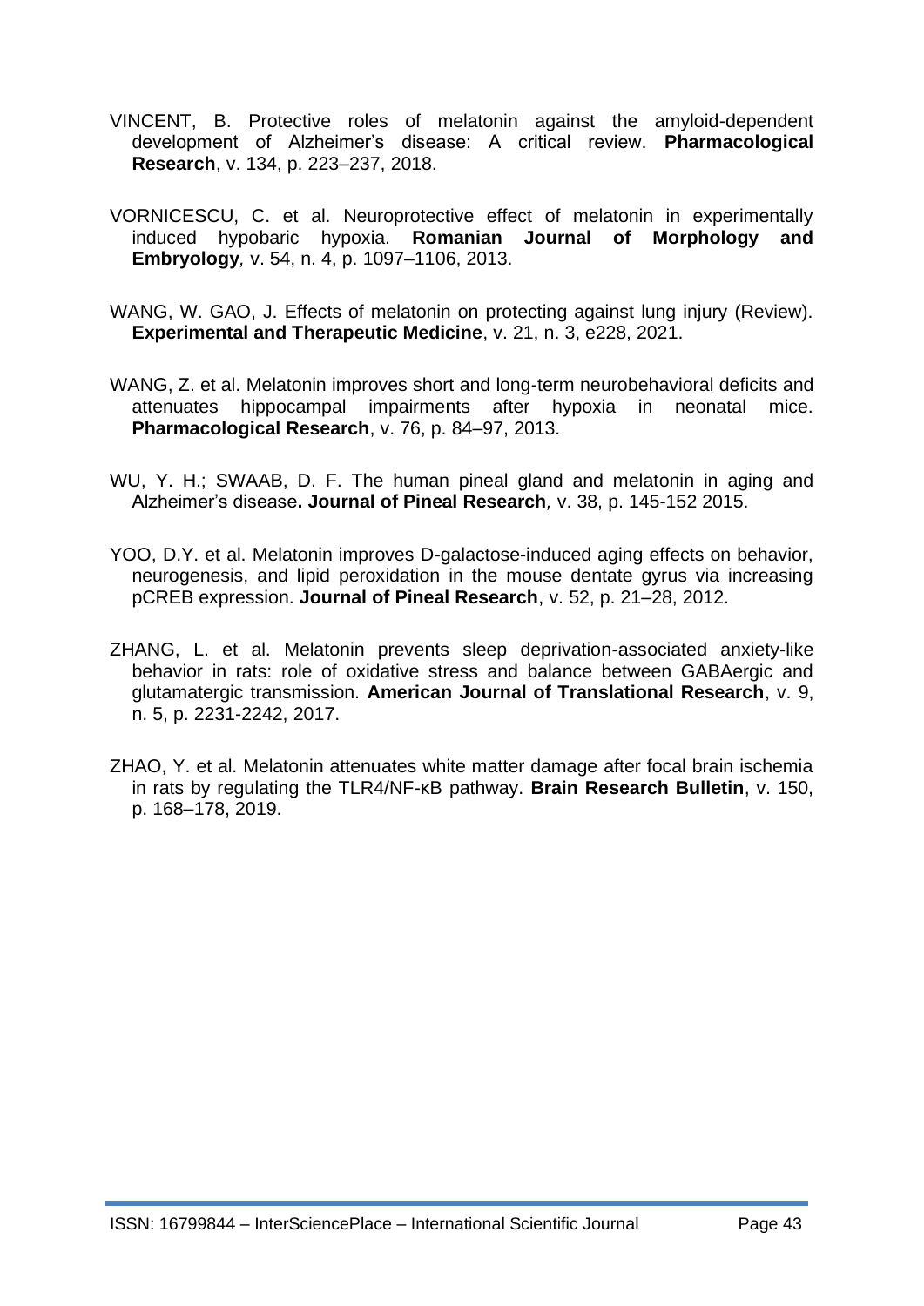VINCENT, B. Protective roles of melatonin against the amyloid-dependent development of Alzheimer's disease: A critical review. **Pharmacological Research**, v. 134, p. 223–237, 2018.

VORNICESCU, C. et al. Neuroprotective effect of melatonin in experimentally induced hypobaric hypoxia. **Romanian Journal of Morphology and Embryology***,* v. 54, n. 4, p. 1097–1106, 2013.

WANG, W. GAO, J. Effects of melatonin on protecting against lung injury (Review). **Experimental and Therapeutic Medicine**, v. 21, n. 3, e228, 2021.

WANG, Z. et al. Melatonin improves short and long-term neurobehavioral deficits and attenuates hippocampal impairments after hypoxia in neonatal mice. **Pharmacological Research**, v. 76, p. 84–97, 2013.

WU, Y. H.; SWAAB, D. F. The human pineal gland and melatonin in aging and Alzheimer's disease**. Journal of Pineal Research***,* v. 38, p. 145-152 2015.

YOO, D.Y. et al. Melatonin improves D-galactose-induced aging effects on behavior, neurogenesis, and lipid peroxidation in the mouse dentate gyrus via increasing pCREB expression. **Journal of Pineal Research**, v. 52, p. 21–28, 2012.

ZHANG, L. et al. Melatonin prevents sleep deprivation-associated anxiety-like behavior in rats: role of oxidative stress and balance between GABAergic and glutamatergic transmission. **American Journal of Translational Research**, v. 9, n. 5, p. 2231-2242, 2017.

ZHAO, Y. et al. Melatonin attenuates white matter damage after focal brain ischemia in rats by regulating the TLR4/NF-κB pathway. **Brain Research Bulletin**, v. 150, p. 168–178, 2019.